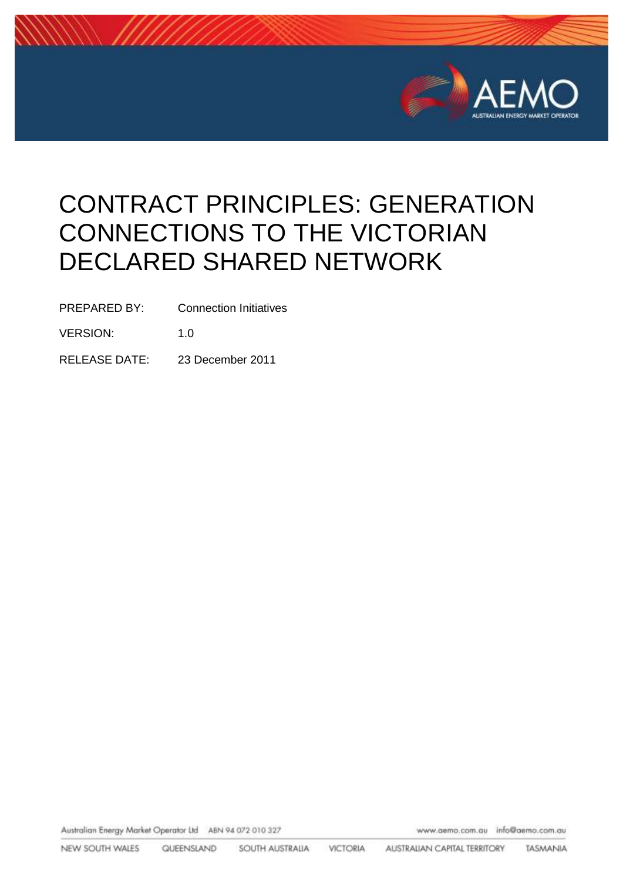# CONTRACT PRINCIPLES: GENERATION CONNECTIONS TO THE VICTORIAN DECLARED SHARED NETWORK

PREPARED BY: Connection Initiatives

VERSION: 1.0

RELEASE DATE: 23 December 2011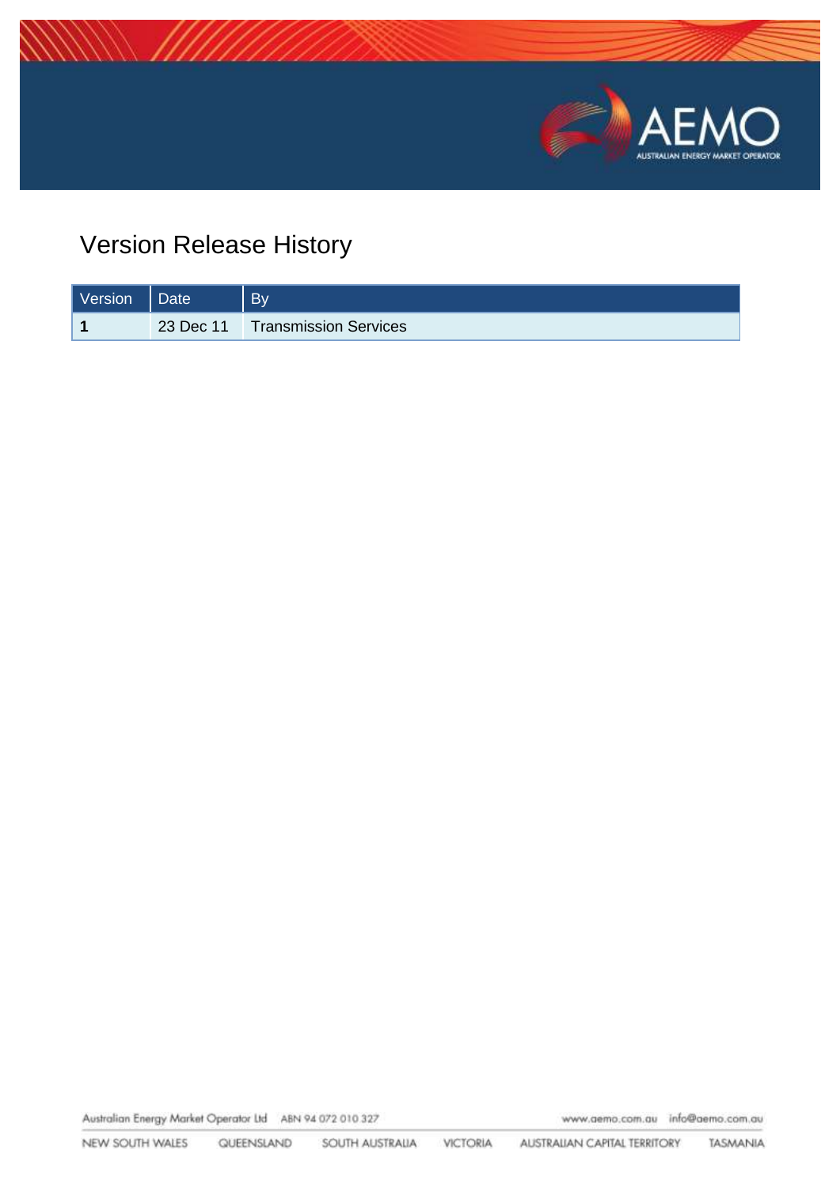# Version Release History

| Version | Date | By |
|---|---|---|
| **1** | 23 Dec 11 | Transmission Services |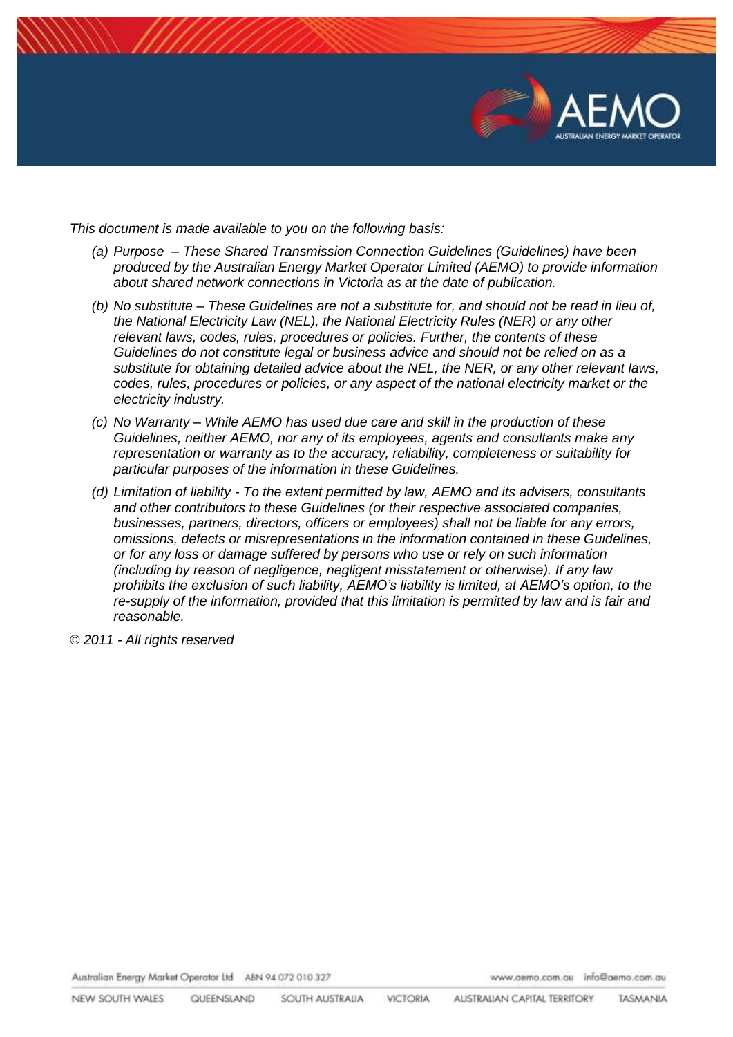*This document is made available to you on the following basis:*

- *(a) Purpose – These Shared Transmission Connection Guidelines (Guidelines) have been produced by the Australian Energy Market Operator Limited (AEMO) to provide information about shared network connections in Victoria as at the date of publication.*
- *(b) No substitute – These Guidelines are not a substitute for, and should not be read in lieu of, the National Electricity Law (NEL), the National Electricity Rules (NER) or any other relevant laws, codes, rules, procedures or policies. Further, the contents of these Guidelines do not constitute legal or business advice and should not be relied on as a substitute for obtaining detailed advice about the NEL, the NER, or any other relevant laws, codes, rules, procedures or policies, or any aspect of the national electricity market or the electricity industry.*
- *(c) No Warranty – While AEMO has used due care and skill in the production of these Guidelines, neither AEMO, nor any of its employees, agents and consultants make any representation or warranty as to the accuracy, reliability, completeness or suitability for particular purposes of the information in these Guidelines.*
- *(d) Limitation of liability - To the extent permitted by law, AEMO and its advisers, consultants and other contributors to these Guidelines (or their respective associated companies, businesses, partners, directors, officers or employees) shall not be liable for any errors, omissions, defects or misrepresentations in the information contained in these Guidelines, or for any loss or damage suffered by persons who use or rely on such information (including by reason of negligence, negligent misstatement or otherwise). If any law prohibits the exclusion of such liability, AEMO's liability is limited, at AEMO's option, to the re-supply of the information, provided that this limitation is permitted by law and is fair and reasonable.*

*© 2011 - All rights reserved*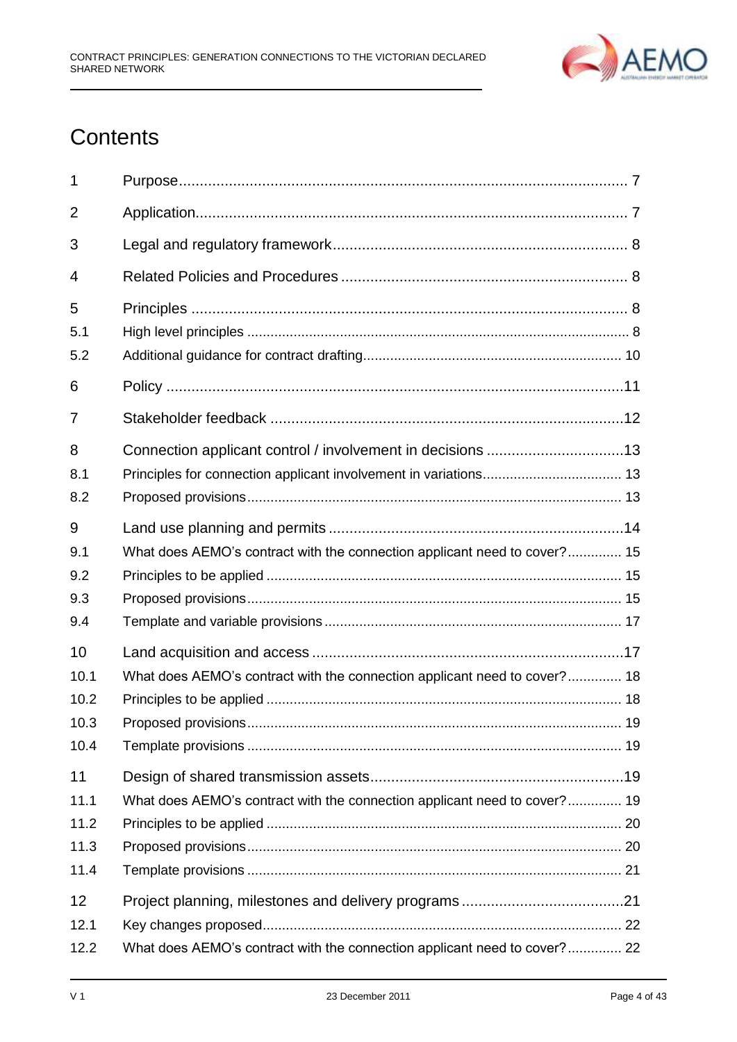# Contents

| | | |
|---|---|---|
| 1 | Purpose | 7 |
| 2 | Application | 7 |
| 3 | Legal and regulatory framework | 8 |
| 4 | Related Policies and Procedures | 8 |
| 5 | Principles | 8 |
| 5.1 | High level principles | 8 |
| 5.2 | Additional guidance for contract drafting | 10 |
| 6 | Policy | 11 |
| 7 | Stakeholder feedback | 12 |
| 8 | Connection applicant control / involvement in decisions | 13 |
| 8.1 | Principles for connection applicant involvement in variations | 13 |
| 8.2 | Proposed provisions | 13 |
| 9 | Land use planning and permits | 14 |
| 9.1 | What does AEMO's contract with the connection applicant need to cover? | 15 |
| 9.2 | Principles to be applied | 15 |
| 9.3 | Proposed provisions | 15 |
| 9.4 | Template and variable provisions | 17 |
| 10 | Land acquisition and access | 17 |
| 10.1 | What does AEMO's contract with the connection applicant need to cover? | 18 |
| 10.2 | Principles to be applied | 18 |
| 10.3 | Proposed provisions | 19 |
| 10.4 | Template provisions | 19 |
| 11 | Design of shared transmission assets | 19 |
| 11.1 | What does AEMO's contract with the connection applicant need to cover? | 19 |
| 11.2 | Principles to be applied | 20 |
| 11.3 | Proposed provisions | 20 |
| 11.4 | Template provisions | 21 |
| 12 | Project planning, milestones and delivery programs | 21 |
| 12.1 | Key changes proposed | 22 |
| 12.2 | What does AEMO's contract with the connection applicant need to cover? | 22 |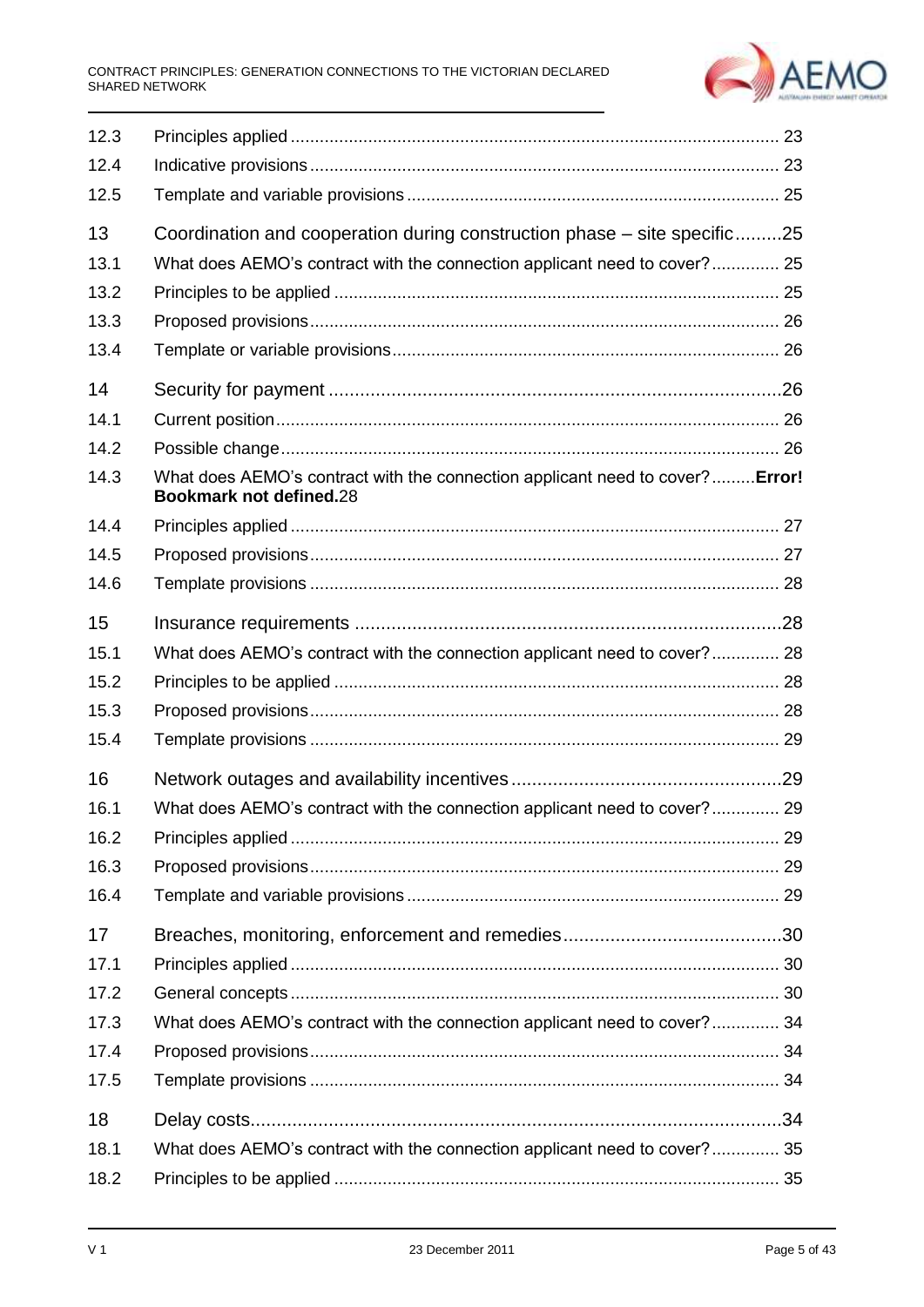| | | |
|---|---|---|
| 12.3 | Principles applied | 23 |
| 12.4 | Indicative provisions | 23 |
| 12.5 | Template and variable provisions | 25 |
| 13 | Coordination and cooperation during construction phase – site specific | 25 |
| 13.1 | What does AEMO's contract with the connection applicant need to cover? | 25 |
| 13.2 | Principles to be applied | 25 |
| 13.3 | Proposed provisions | 26 |
| 13.4 | Template or variable provisions | 26 |
| 14 | Security for payment | 26 |
| 14.1 | Current position | 26 |
| 14.2 | Possible change | 26 |
| 14.3 | What does AEMO's contract with the connection applicant need to cover? **Error! Bookmark not defined.** | 28 |
| 14.4 | Principles applied | 27 |
| 14.5 | Proposed provisions | 27 |
| 14.6 | Template provisions | 28 |
| 15 | Insurance requirements | 28 |
| 15.1 | What does AEMO's contract with the connection applicant need to cover? | 28 |
| 15.2 | Principles to be applied | 28 |
| 15.3 | Proposed provisions | 28 |
| 15.4 | Template provisions | 29 |
| 16 | Network outages and availability incentives | 29 |
| 16.1 | What does AEMO's contract with the connection applicant need to cover? | 29 |
| 16.2 | Principles applied | 29 |
| 16.3 | Proposed provisions | 29 |
| 16.4 | Template and variable provisions | 29 |
| 17 | Breaches, monitoring, enforcement and remedies | 30 |
| 17.1 | Principles applied | 30 |
| 17.2 | General concepts | 30 |
| 17.3 | What does AEMO's contract with the connection applicant need to cover? | 34 |
| 17.4 | Proposed provisions | 34 |
| 17.5 | Template provisions | 34 |
| 18 | Delay costs | 34 |
| 18.1 | What does AEMO's contract with the connection applicant need to cover? | 35 |
| 18.2 | Principles to be applied | 35 |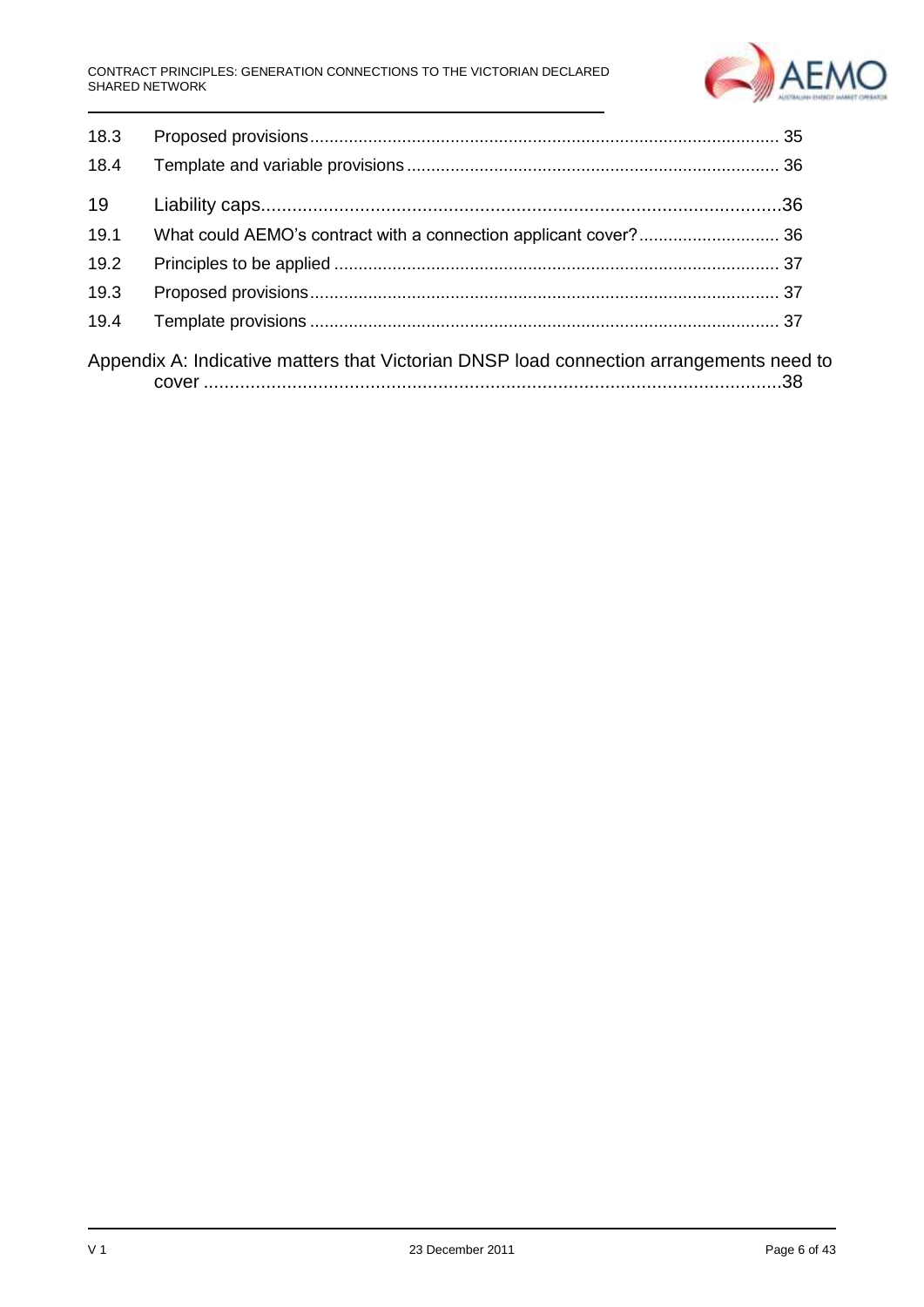| | | |
|---|---|---|
| 18.3 | Proposed provisions | 35 |
| 18.4 | Template and variable provisions | 36 |
| 19 | Liability caps | 36 |
| 19.1 | What could AEMO's contract with a connection applicant cover? | 36 |
| 19.2 | Principles to be applied | 37 |
| 19.3 | Proposed provisions | 37 |
| 19.4 | Template provisions | 37 |

Appendix A: Indicative matters that Victorian DNSP load connection arrangements need to cover .... 38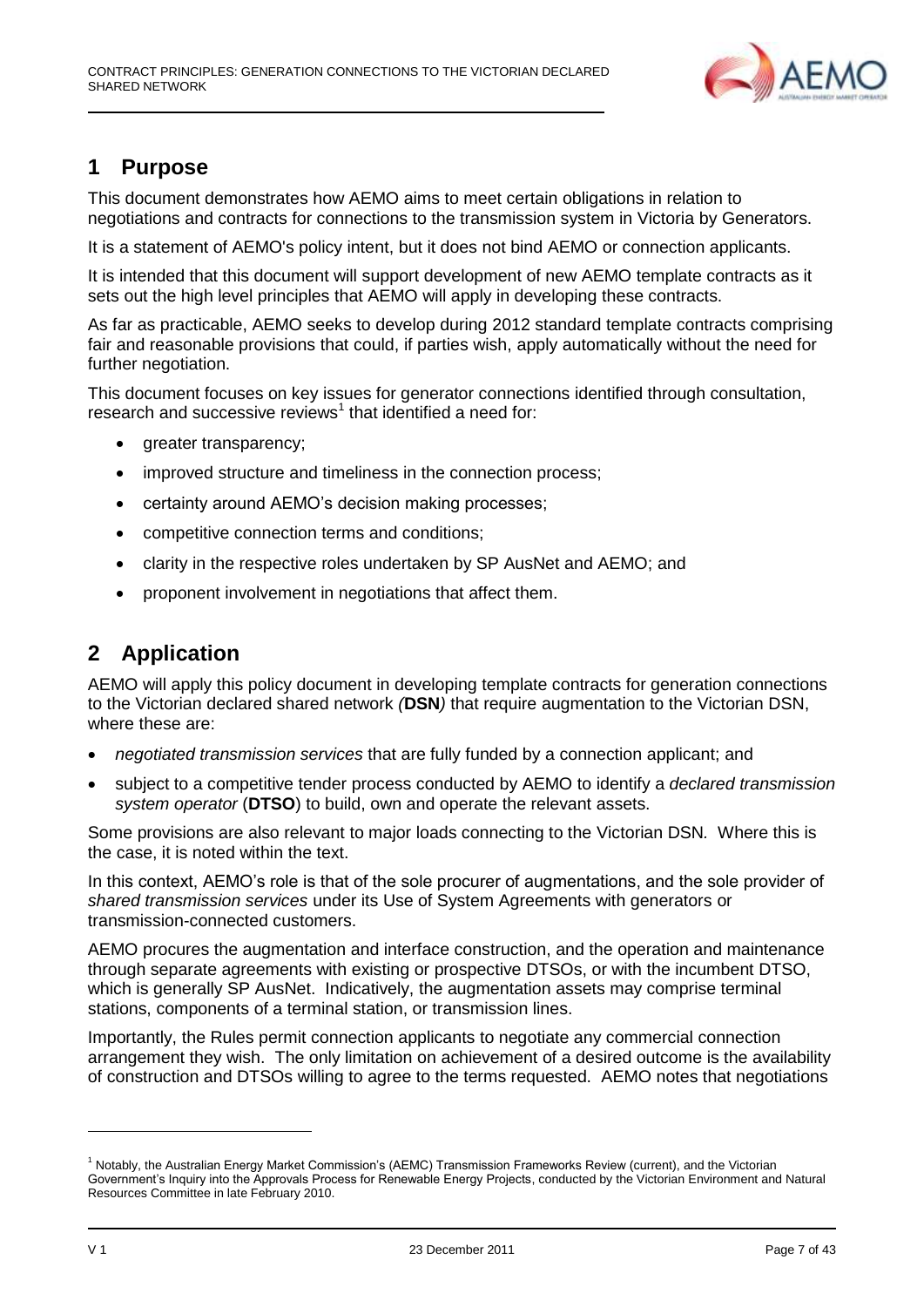## 1 Purpose

This document demonstrates how AEMO aims to meet certain obligations in relation to negotiations and contracts for connections to the transmission system in Victoria by Generators.

It is a statement of AEMO's policy intent, but it does not bind AEMO or connection applicants.

It is intended that this document will support development of new AEMO template contracts as it sets out the high level principles that AEMO will apply in developing these contracts.

As far as practicable, AEMO seeks to develop during 2012 standard template contracts comprising fair and reasonable provisions that could, if parties wish, apply automatically without the need for further negotiation.

This document focuses on key issues for generator connections identified through consultation, research and successive reviews[1] that identified a need for:

- greater transparency;
- improved structure and timeliness in the connection process;
- certainty around AEMO's decision making processes;
- competitive connection terms and conditions;
- clarity in the respective roles undertaken by SP AusNet and AEMO; and
- proponent involvement in negotiations that affect them.

## 2 Application

AEMO will apply this policy document in developing template contracts for generation connections to the Victorian declared shared network *(***DSN***)* that require augmentation to the Victorian DSN, where these are:

- *negotiated transmission services* that are fully funded by a connection applicant; and
- subject to a competitive tender process conducted by AEMO to identify a *declared transmission system operator* (**DTSO**) to build, own and operate the relevant assets.

Some provisions are also relevant to major loads connecting to the Victorian DSN. Where this is the case, it is noted within the text.

In this context, AEMO's role is that of the sole procurer of augmentations, and the sole provider of *shared transmission services* under its Use of System Agreements with generators or transmission-connected customers.

AEMO procures the augmentation and interface construction, and the operation and maintenance through separate agreements with existing or prospective DTSOs, or with the incumbent DTSO, which is generally SP AusNet. Indicatively, the augmentation assets may comprise terminal stations, components of a terminal station, or transmission lines.

Importantly, the Rules permit connection applicants to negotiate any commercial connection arrangement they wish. The only limitation on achievement of a desired outcome is the availability of construction and DTSOs willing to agree to the terms requested. AEMO notes that negotiations

[1] Notably, the Australian Energy Market Commission's (AEMC) Transmission Frameworks Review (current), and the Victorian Government's Inquiry into the Approvals Process for Renewable Energy Projects, conducted by the Victorian Environment and Natural Resources Committee in late February 2010.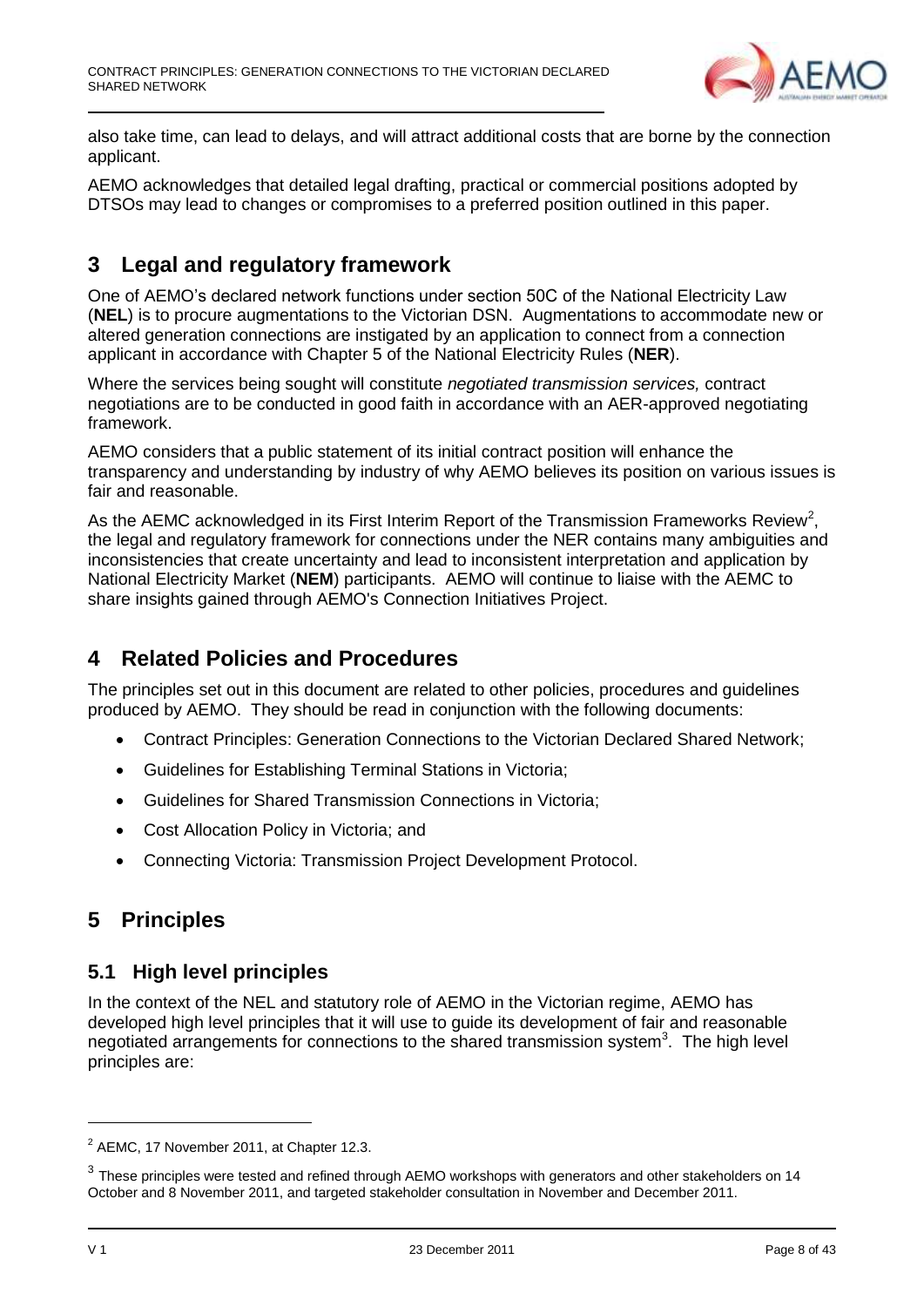also take time, can lead to delays, and will attract additional costs that are borne by the connection applicant.

AEMO acknowledges that detailed legal drafting, practical or commercial positions adopted by DTSOs may lead to changes or compromises to a preferred position outlined in this paper.

# 3 Legal and regulatory framework

One of AEMO's declared network functions under section 50C of the National Electricity Law (**NEL**) is to procure augmentations to the Victorian DSN. Augmentations to accommodate new or altered generation connections are instigated by an application to connect from a connection applicant in accordance with Chapter 5 of the National Electricity Rules (**NER**).

Where the services being sought will constitute *negotiated transmission services,* contract negotiations are to be conducted in good faith in accordance with an AER-approved negotiating framework.

AEMO considers that a public statement of its initial contract position will enhance the transparency and understanding by industry of why AEMO believes its position on various issues is fair and reasonable.

As the AEMC acknowledged in its First Interim Report of the Transmission Frameworks Review[2], the legal and regulatory framework for connections under the NER contains many ambiguities and inconsistencies that create uncertainty and lead to inconsistent interpretation and application by National Electricity Market (**NEM**) participants. AEMO will continue to liaise with the AEMC to share insights gained through AEMO's Connection Initiatives Project.

# 4 Related Policies and Procedures

The principles set out in this document are related to other policies, procedures and guidelines produced by AEMO. They should be read in conjunction with the following documents:

- Contract Principles: Generation Connections to the Victorian Declared Shared Network;
- Guidelines for Establishing Terminal Stations in Victoria;
- Guidelines for Shared Transmission Connections in Victoria;
- Cost Allocation Policy in Victoria; and
- Connecting Victoria: Transmission Project Development Protocol.

# 5 Principles

## 5.1 High level principles

In the context of the NEL and statutory role of AEMO in the Victorian regime, AEMO has developed high level principles that it will use to guide its development of fair and reasonable negotiated arrangements for connections to the shared transmission system[3]. The high level principles are:

---

[2] AEMC, 17 November 2011, at Chapter 12.3.

[3] These principles were tested and refined through AEMO workshops with generators and other stakeholders on 14 October and 8 November 2011, and targeted stakeholder consultation in November and December 2011.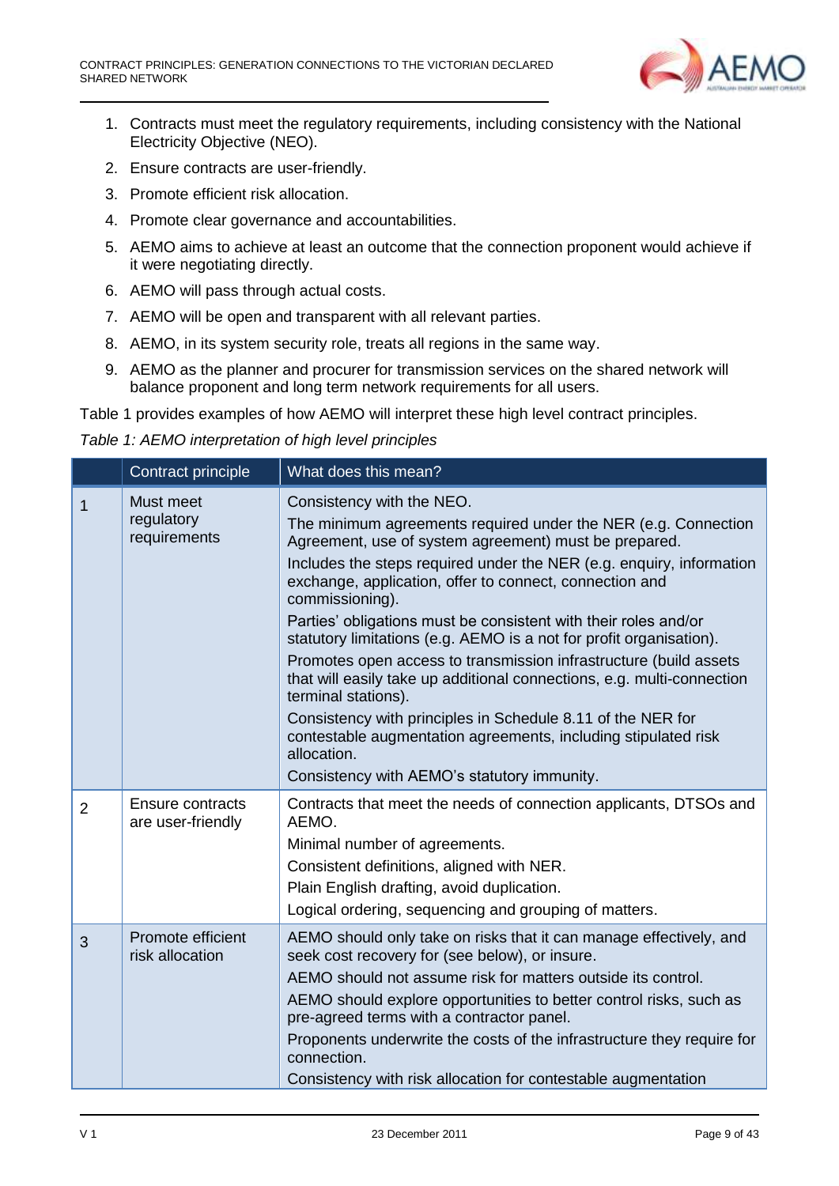1. Contracts must meet the regulatory requirements, including consistency with the National Electricity Objective (NEO).
2. Ensure contracts are user-friendly.
3. Promote efficient risk allocation.
4. Promote clear governance and accountabilities.
5. AEMO aims to achieve at least an outcome that the connection proponent would achieve if it were negotiating directly.
6. AEMO will pass through actual costs.
7. AEMO will be open and transparent with all relevant parties.
8. AEMO, in its system security role, treats all regions in the same way.
9. AEMO as the planner and procurer for transmission services on the shared network will balance proponent and long term network requirements for all users.

Table 1 provides examples of how AEMO will interpret these high level contract principles.

*Table 1: AEMO interpretation of high level principles*

| | Contract principle | What does this mean? |
|---|---|---|
| 1 | Must meet regulatory requirements | Consistency with the NEO.<br>The minimum agreements required under the NER (e.g. Connection Agreement, use of system agreement) must be prepared.<br>Includes the steps required under the NER (e.g. enquiry, information exchange, application, offer to connect, connection and commissioning).<br>Parties' obligations must be consistent with their roles and/or statutory limitations (e.g. AEMO is a not for profit organisation).<br>Promotes open access to transmission infrastructure (build assets that will easily take up additional connections, e.g. multi-connection terminal stations).<br>Consistency with principles in Schedule 8.11 of the NER for contestable augmentation agreements, including stipulated risk allocation.<br>Consistency with AEMO's statutory immunity. |
| 2 | Ensure contracts are user-friendly | Contracts that meet the needs of connection applicants, DTSOs and AEMO.<br>Minimal number of agreements.<br>Consistent definitions, aligned with NER.<br>Plain English drafting, avoid duplication.<br>Logical ordering, sequencing and grouping of matters. |
| 3 | Promote efficient risk allocation | AEMO should only take on risks that it can manage effectively, and seek cost recovery for (see below), or insure.<br>AEMO should not assume risk for matters outside its control.<br>AEMO should explore opportunities to better control risks, such as pre-agreed terms with a contractor panel.<br>Proponents underwrite the costs of the infrastructure they require for connection.<br>Consistency with risk allocation for contestable augmentation |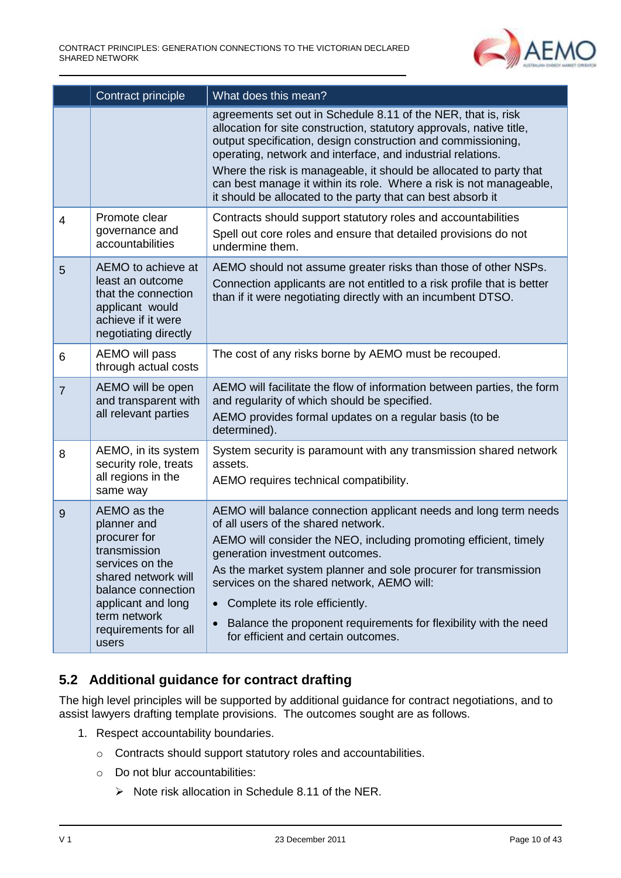|  | Contract principle | What does this mean? |
| --- | --- | --- |
|  |  | agreements set out in Schedule 8.11 of the NER, that is, risk allocation for site construction, statutory approvals, native title, output specification, design construction and commissioning, operating, network and interface, and industrial relations. Where the risk is manageable, it should be allocated to party that can best manage it within its role. Where a risk is not manageable, it should be allocated to the party that can best absorb it |
| 4 | Promote clear governance and accountabilities | Contracts should support statutory roles and accountabilities Spell out core roles and ensure that detailed provisions do not undermine them. |
| 5 | AEMO to achieve at least an outcome that the connection applicant would achieve if it were negotiating directly | AEMO should not assume greater risks than those of other NSPs. Connection applicants are not entitled to a risk profile that is better than if it were negotiating directly with an incumbent DTSO. |
| 6 | AEMO will pass through actual costs | The cost of any risks borne by AEMO must be recouped. |
| 7 | AEMO will be open and transparent with all relevant parties | AEMO will facilitate the flow of information between parties, the form and regularity of which should be specified. AEMO provides formal updates on a regular basis (to be determined). |
| 8 | AEMO, in its system security role, treats all regions in the same way | System security is paramount with any transmission shared network assets. AEMO requires technical compatibility. |
| 9 | AEMO as the planner and procurer for transmission services on the shared network will balance connection applicant and long term network requirements for all users | AEMO will balance connection applicant needs and long term needs of all users of the shared network. AEMO will consider the NEO, including promoting efficient, timely generation investment outcomes. As the market system planner and sole procurer for transmission services on the shared network, AEMO will: • Complete its role efficiently. • Balance the proponent requirements for flexibility with the need for efficient and certain outcomes. |

## 5.2 Additional guidance for contract drafting

The high level principles will be supported by additional guidance for contract negotiations, and to assist lawyers drafting template provisions. The outcomes sought are as follows.

1. Respect accountability boundaries.
   - Contracts should support statutory roles and accountabilities.
   - Do not blur accountabilities:
     - Note risk allocation in Schedule 8.11 of the NER.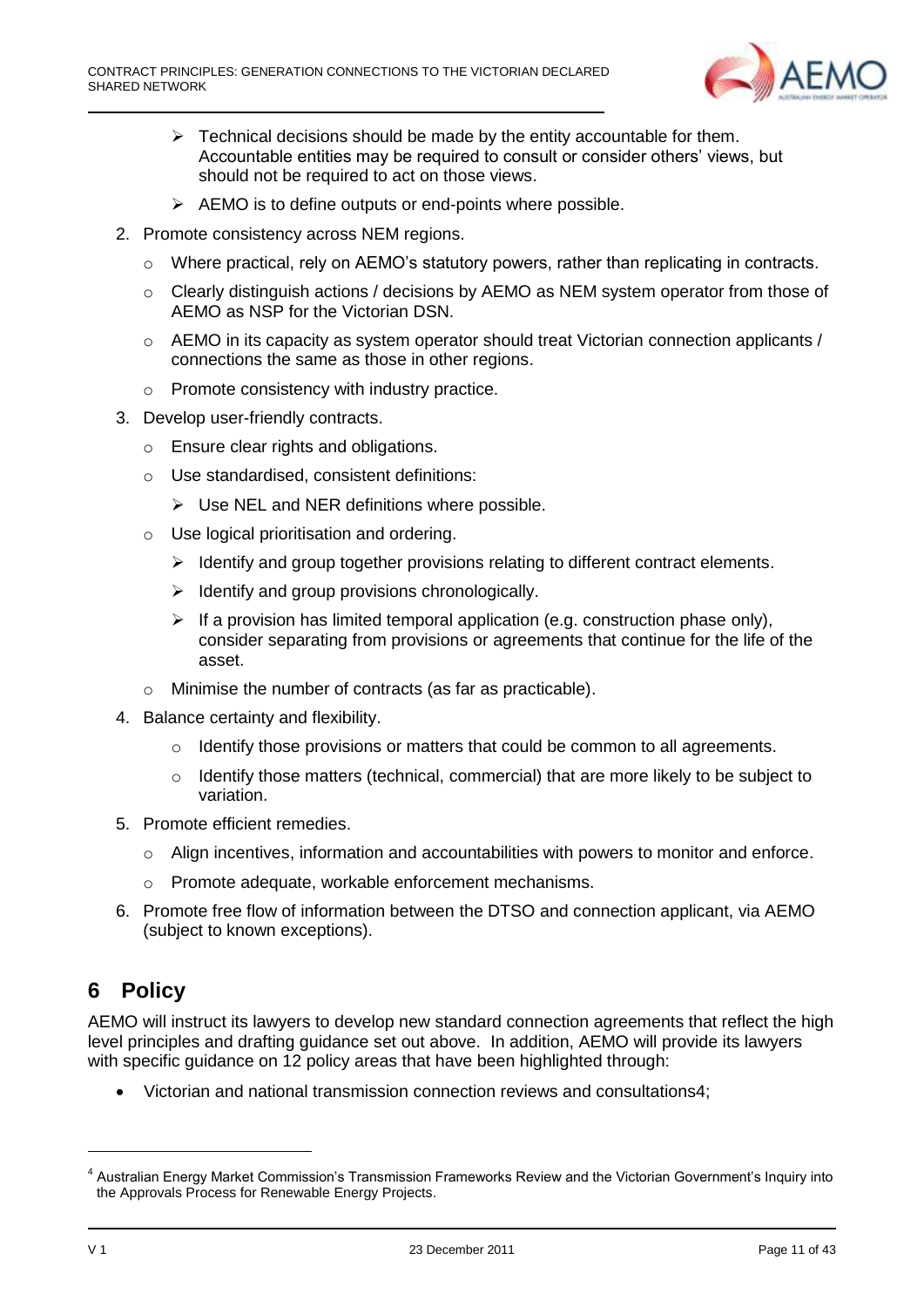- Technical decisions should be made by the entity accountable for them. Accountable entities may be required to consult or consider others' views, but should not be required to act on those views.
    - AEMO is to define outputs or end-points where possible.

2. Promote consistency across NEM regions.
    - Where practical, rely on AEMO's statutory powers, rather than replicating in contracts.
    - Clearly distinguish actions / decisions by AEMO as NEM system operator from those of AEMO as NSP for the Victorian DSN.
    - AEMO in its capacity as system operator should treat Victorian connection applicants / connections the same as those in other regions.
    - Promote consistency with industry practice.
3. Develop user-friendly contracts.
    - Ensure clear rights and obligations.
    - Use standardised, consistent definitions:
        - Use NEL and NER definitions where possible.
    - Use logical prioritisation and ordering.
        - Identify and group together provisions relating to different contract elements.
        - Identify and group provisions chronologically.
        - If a provision has limited temporal application (e.g. construction phase only), consider separating from provisions or agreements that continue for the life of the asset.
    - Minimise the number of contracts (as far as practicable).
4. Balance certainty and flexibility.
    - Identify those provisions or matters that could be common to all agreements.
    - Identify those matters (technical, commercial) that are more likely to be subject to variation.
5. Promote efficient remedies.
    - Align incentives, information and accountabilities with powers to monitor and enforce.
    - Promote adequate, workable enforcement mechanisms.
6. Promote free flow of information between the DTSO and connection applicant, via AEMO (subject to known exceptions).

# 6 Policy

AEMO will instruct its lawyers to develop new standard connection agreements that reflect the high level principles and drafting guidance set out above. In addition, AEMO will provide its lawyers with specific guidance on 12 policy areas that have been highlighted through:

- Victorian and national transmission connection reviews and consultations[4];

[4] Australian Energy Market Commission's Transmission Frameworks Review and the Victorian Government's Inquiry into the Approvals Process for Renewable Energy Projects.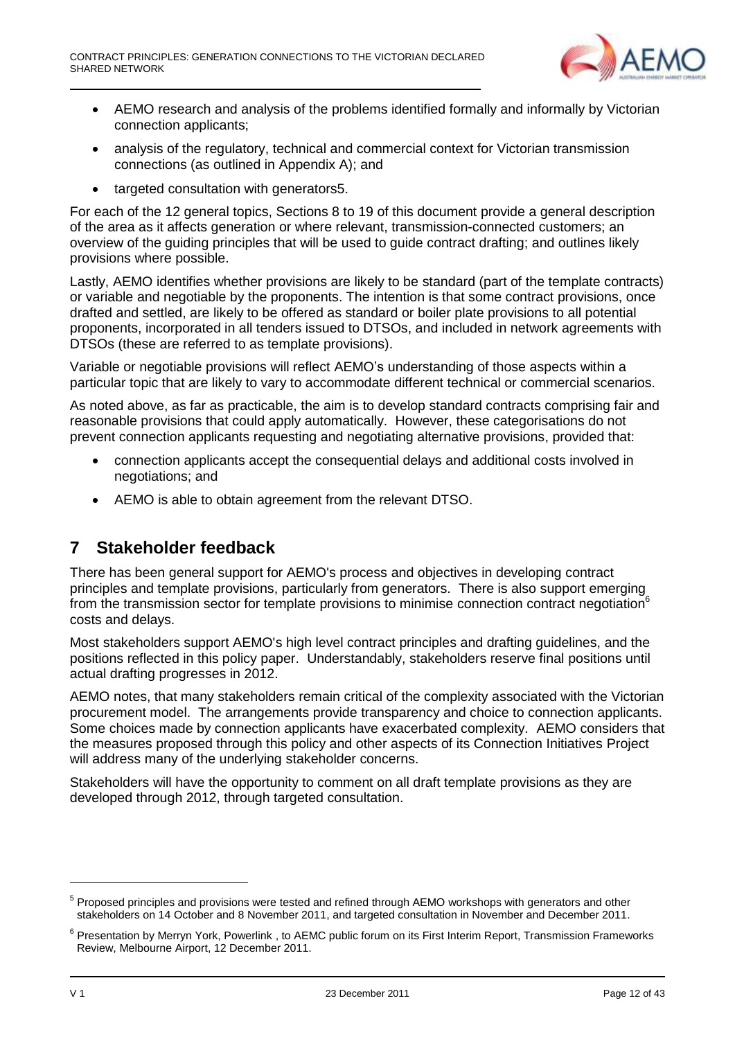- AEMO research and analysis of the problems identified formally and informally by Victorian connection applicants;
- analysis of the regulatory, technical and commercial context for Victorian transmission connections (as outlined in Appendix A); and
- targeted consultation with generators[5].

For each of the 12 general topics, Sections 8 to 19 of this document provide a general description of the area as it affects generation or where relevant, transmission-connected customers; an overview of the guiding principles that will be used to guide contract drafting; and outlines likely provisions where possible.

Lastly, AEMO identifies whether provisions are likely to be standard (part of the template contracts) or variable and negotiable by the proponents. The intention is that some contract provisions, once drafted and settled, are likely to be offered as standard or boiler plate provisions to all potential proponents, incorporated in all tenders issued to DTSOs, and included in network agreements with DTSOs (these are referred to as template provisions).

Variable or negotiable provisions will reflect AEMO's understanding of those aspects within a particular topic that are likely to vary to accommodate different technical or commercial scenarios.

As noted above, as far as practicable, the aim is to develop standard contracts comprising fair and reasonable provisions that could apply automatically. However, these categorisations do not prevent connection applicants requesting and negotiating alternative provisions, provided that:

- connection applicants accept the consequential delays and additional costs involved in negotiations; and
- AEMO is able to obtain agreement from the relevant DTSO.

# 7 Stakeholder feedback

There has been general support for AEMO's process and objectives in developing contract principles and template provisions, particularly from generators. There is also support emerging from the transmission sector for template provisions to minimise connection contract negotiation[6] costs and delays.

Most stakeholders support AEMO's high level contract principles and drafting guidelines, and the positions reflected in this policy paper. Understandably, stakeholders reserve final positions until actual drafting progresses in 2012.

AEMO notes, that many stakeholders remain critical of the complexity associated with the Victorian procurement model. The arrangements provide transparency and choice to connection applicants. Some choices made by connection applicants have exacerbated complexity. AEMO considers that the measures proposed through this policy and other aspects of its Connection Initiatives Project will address many of the underlying stakeholder concerns.

Stakeholders will have the opportunity to comment on all draft template provisions as they are developed through 2012, through targeted consultation.

---

[5] Proposed principles and provisions were tested and refined through AEMO workshops with generators and other stakeholders on 14 October and 8 November 2011, and targeted consultation in November and December 2011.

[6] Presentation by Merryn York, Powerlink , to AEMC public forum on its First Interim Report, Transmission Frameworks Review, Melbourne Airport, 12 December 2011.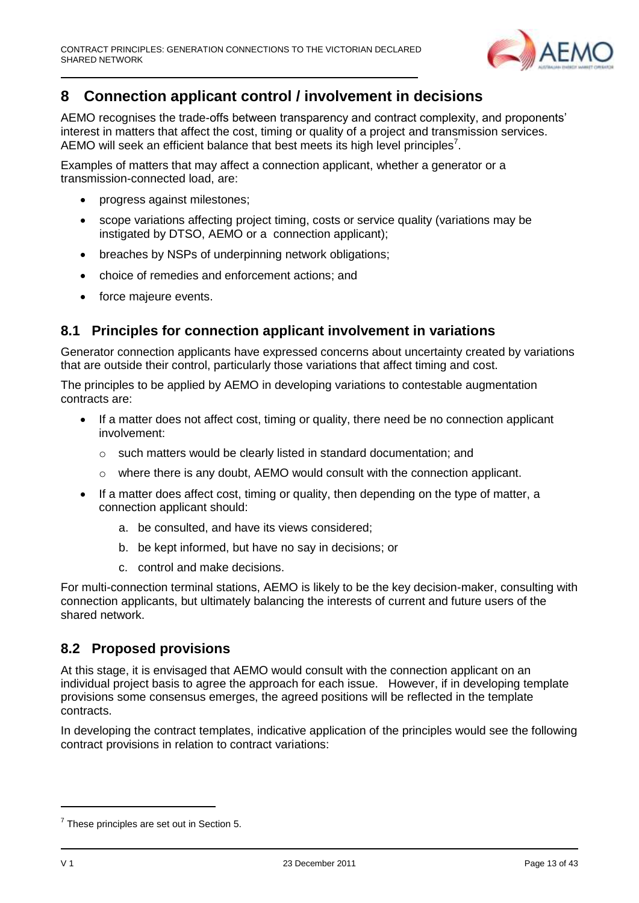# 8 Connection applicant control / involvement in decisions

AEMO recognises the trade-offs between transparency and contract complexity, and proponents' interest in matters that affect the cost, timing or quality of a project and transmission services. AEMO will seek an efficient balance that best meets its high level principles[7].

Examples of matters that may affect a connection applicant, whether a generator or a transmission-connected load, are:

- progress against milestones;
- scope variations affecting project timing, costs or service quality (variations may be instigated by DTSO, AEMO or a connection applicant);
- breaches by NSPs of underpinning network obligations;
- choice of remedies and enforcement actions; and
- force majeure events.

## 8.1 Principles for connection applicant involvement in variations

Generator connection applicants have expressed concerns about uncertainty created by variations that are outside their control, particularly those variations that affect timing and cost.

The principles to be applied by AEMO in developing variations to contestable augmentation contracts are:

- If a matter does not affect cost, timing or quality, there need be no connection applicant involvement:
  - such matters would be clearly listed in standard documentation; and
  - where there is any doubt, AEMO would consult with the connection applicant.
- If a matter does affect cost, timing or quality, then depending on the type of matter, a connection applicant should:
  a. be consulted, and have its views considered;
  b. be kept informed, but have no say in decisions; or
  c. control and make decisions.

For multi-connection terminal stations, AEMO is likely to be the key decision-maker, consulting with connection applicants, but ultimately balancing the interests of current and future users of the shared network.

## 8.2 Proposed provisions

At this stage, it is envisaged that AEMO would consult with the connection applicant on an individual project basis to agree the approach for each issue. However, if in developing template provisions some consensus emerges, the agreed positions will be reflected in the template contracts.

In developing the contract templates, indicative application of the principles would see the following contract provisions in relation to contract variations:

[7] These principles are set out in Section 5.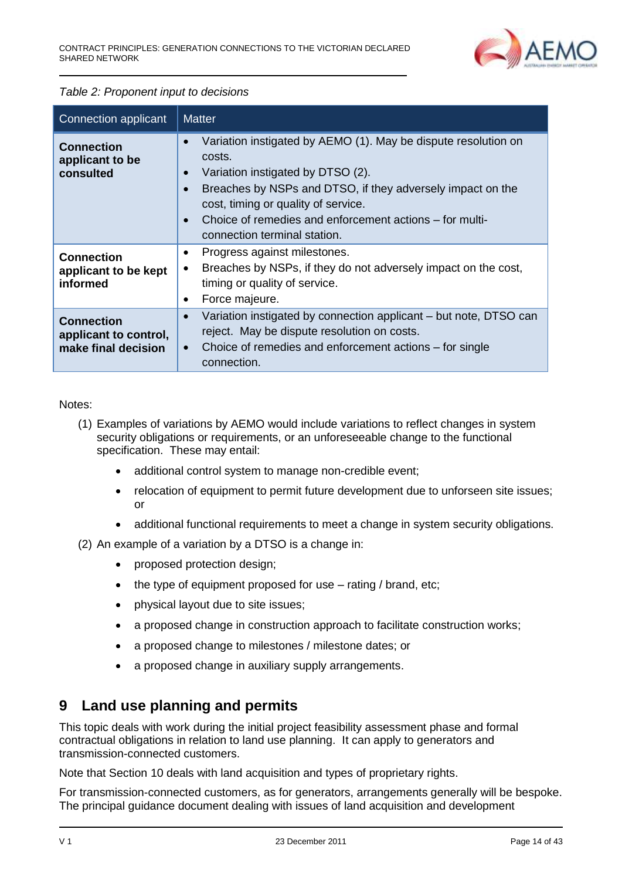*Table 2: Proponent input to decisions*

| Connection applicant | Matter |
| --- | --- |
| **Connection applicant to be consulted** | • Variation instigated by AEMO (1). May be dispute resolution on costs.<br>• Variation instigated by DTSO (2).<br>• Breaches by NSPs and DTSO, if they adversely impact on the cost, timing or quality of service.<br>• Choice of remedies and enforcement actions – for multi-connection terminal station. |
| **Connection applicant to be kept informed** | • Progress against milestones.<br>• Breaches by NSPs, if they do not adversely impact on the cost, timing or quality of service.<br>• Force majeure. |
| **Connection applicant to control, make final decision** | • Variation instigated by connection applicant – but note, DTSO can reject. May be dispute resolution on costs.<br>• Choice of remedies and enforcement actions – for single connection. |

Notes:

(1) Examples of variations by AEMO would include variations to reflect changes in system security obligations or requirements, or an unforeseeable change to the functional specification. These may entail:

- additional control system to manage non-credible event;
- relocation of equipment to permit future development due to unforseen site issues; or
- additional functional requirements to meet a change in system security obligations.

(2) An example of a variation by a DTSO is a change in:

- proposed protection design;
- the type of equipment proposed for use – rating / brand, etc;
- physical layout due to site issues;
- a proposed change in construction approach to facilitate construction works;
- a proposed change to milestones / milestone dates; or
- a proposed change in auxiliary supply arrangements.

# 9 Land use planning and permits

This topic deals with work during the initial project feasibility assessment phase and formal contractual obligations in relation to land use planning. It can apply to generators and transmission-connected customers.

Note that Section 10 deals with land acquisition and types of proprietary rights.

For transmission-connected customers, as for generators, arrangements generally will be bespoke. The principal guidance document dealing with issues of land acquisition and development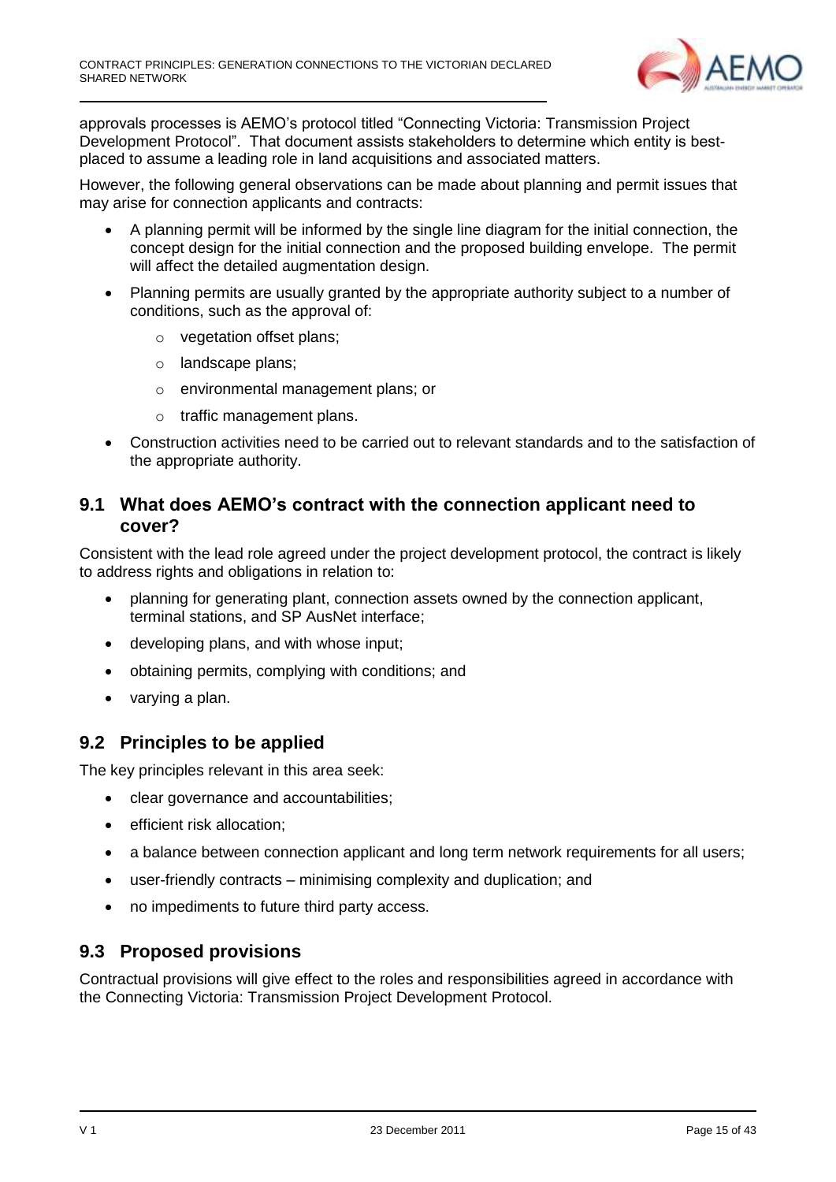approvals processes is AEMO's protocol titled "Connecting Victoria: Transmission Project Development Protocol". That document assists stakeholders to determine which entity is best-placed to assume a leading role in land acquisitions and associated matters.

However, the following general observations can be made about planning and permit issues that may arise for connection applicants and contracts:

- A planning permit will be informed by the single line diagram for the initial connection, the concept design for the initial connection and the proposed building envelope. The permit will affect the detailed augmentation design.
- Planning permits are usually granted by the appropriate authority subject to a number of conditions, such as the approval of:
  - vegetation offset plans;
  - landscape plans;
  - environmental management plans; or
  - traffic management plans.
- Construction activities need to be carried out to relevant standards and to the satisfaction of the appropriate authority.

## 9.1 What does AEMO's contract with the connection applicant need to cover?

Consistent with the lead role agreed under the project development protocol, the contract is likely to address rights and obligations in relation to:

- planning for generating plant, connection assets owned by the connection applicant, terminal stations, and SP AusNet interface;
- developing plans, and with whose input;
- obtaining permits, complying with conditions; and
- varying a plan.

## 9.2 Principles to be applied

The key principles relevant in this area seek:

- clear governance and accountabilities;
- efficient risk allocation;
- a balance between connection applicant and long term network requirements for all users;
- user-friendly contracts – minimising complexity and duplication; and
- no impediments to future third party access.

## 9.3 Proposed provisions

Contractual provisions will give effect to the roles and responsibilities agreed in accordance with the Connecting Victoria: Transmission Project Development Protocol.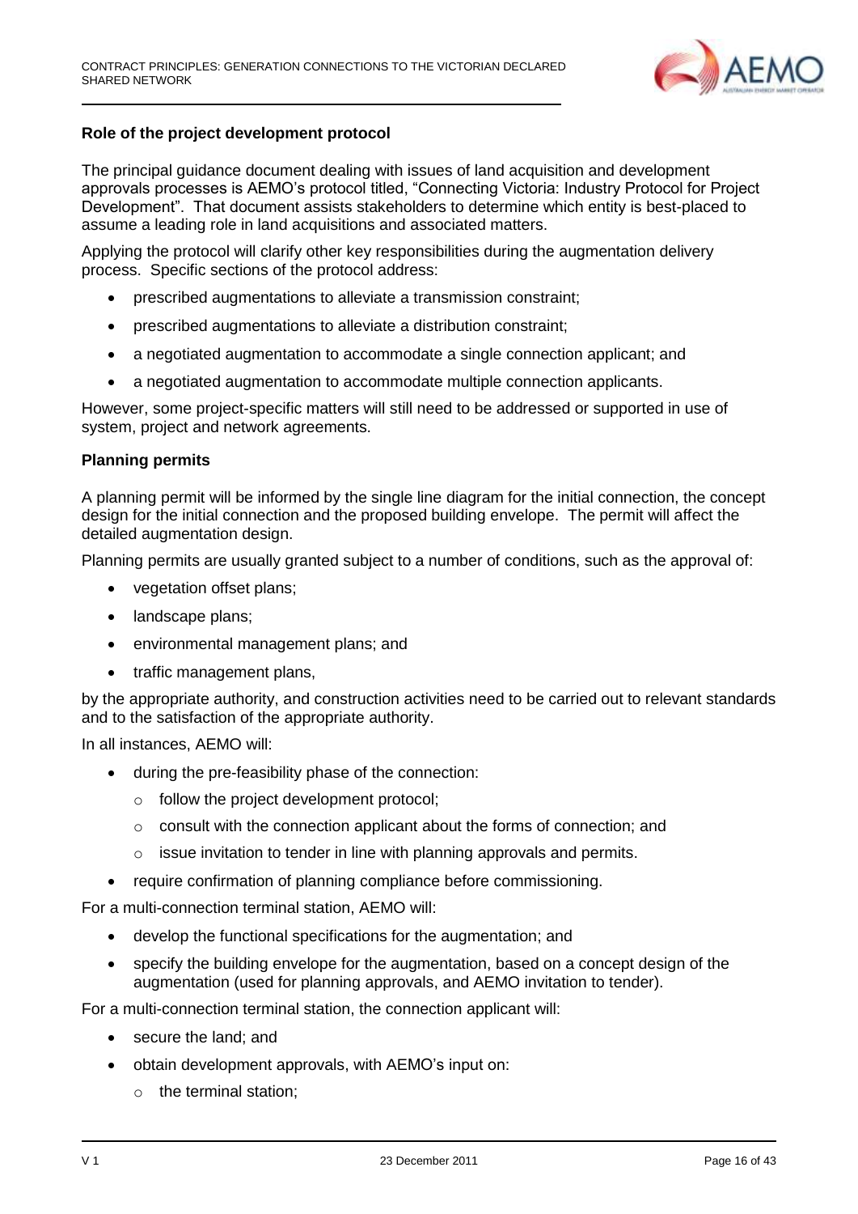**Role of the project development protocol**

The principal guidance document dealing with issues of land acquisition and development approvals processes is AEMO's protocol titled, "Connecting Victoria: Industry Protocol for Project Development". That document assists stakeholders to determine which entity is best-placed to assume a leading role in land acquisitions and associated matters.

Applying the protocol will clarify other key responsibilities during the augmentation delivery process. Specific sections of the protocol address:

- prescribed augmentations to alleviate a transmission constraint;
- prescribed augmentations to alleviate a distribution constraint;
- a negotiated augmentation to accommodate a single connection applicant; and
- a negotiated augmentation to accommodate multiple connection applicants.

However, some project-specific matters will still need to be addressed or supported in use of system, project and network agreements.

**Planning permits**

A planning permit will be informed by the single line diagram for the initial connection, the concept design for the initial connection and the proposed building envelope. The permit will affect the detailed augmentation design.

Planning permits are usually granted subject to a number of conditions, such as the approval of:

- vegetation offset plans;
- landscape plans;
- environmental management plans; and
- traffic management plans,

by the appropriate authority, and construction activities need to be carried out to relevant standards and to the satisfaction of the appropriate authority.

In all instances, AEMO will:

- during the pre-feasibility phase of the connection:
  - follow the project development protocol;
  - consult with the connection applicant about the forms of connection; and
  - issue invitation to tender in line with planning approvals and permits.
- require confirmation of planning compliance before commissioning.

For a multi-connection terminal station, AEMO will:

- develop the functional specifications for the augmentation; and
- specify the building envelope for the augmentation, based on a concept design of the augmentation (used for planning approvals, and AEMO invitation to tender).

For a multi-connection terminal station, the connection applicant will:

- secure the land; and
- obtain development approvals, with AEMO's input on:
  - the terminal station;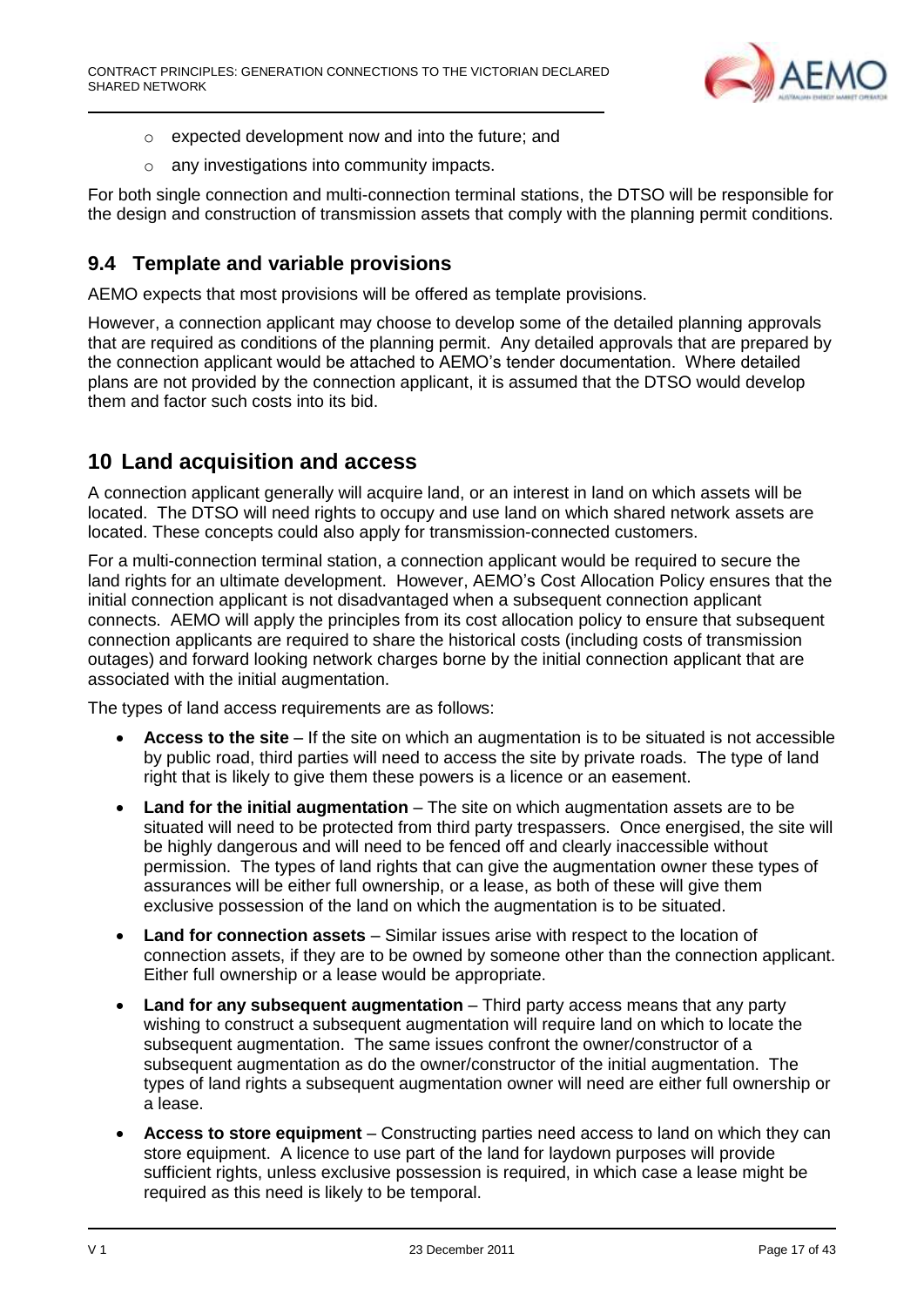- expected development now and into the future; and
- any investigations into community impacts.

For both single connection and multi-connection terminal stations, the DTSO will be responsible for the design and construction of transmission assets that comply with the planning permit conditions.

## 9.4 Template and variable provisions

AEMO expects that most provisions will be offered as template provisions.

However, a connection applicant may choose to develop some of the detailed planning approvals that are required as conditions of the planning permit. Any detailed approvals that are prepared by the connection applicant would be attached to AEMO's tender documentation. Where detailed plans are not provided by the connection applicant, it is assumed that the DTSO would develop them and factor such costs into its bid.

# 10 Land acquisition and access

A connection applicant generally will acquire land, or an interest in land on which assets will be located. The DTSO will need rights to occupy and use land on which shared network assets are located. These concepts could also apply for transmission-connected customers.

For a multi-connection terminal station, a connection applicant would be required to secure the land rights for an ultimate development. However, AEMO's Cost Allocation Policy ensures that the initial connection applicant is not disadvantaged when a subsequent connection applicant connects. AEMO will apply the principles from its cost allocation policy to ensure that subsequent connection applicants are required to share the historical costs (including costs of transmission outages) and forward looking network charges borne by the initial connection applicant that are associated with the initial augmentation.

The types of land access requirements are as follows:

- **Access to the site** – If the site on which an augmentation is to be situated is not accessible by public road, third parties will need to access the site by private roads. The type of land right that is likely to give them these powers is a licence or an easement.
- **Land for the initial augmentation** – The site on which augmentation assets are to be situated will need to be protected from third party trespassers. Once energised, the site will be highly dangerous and will need to be fenced off and clearly inaccessible without permission. The types of land rights that can give the augmentation owner these types of assurances will be either full ownership, or a lease, as both of these will give them exclusive possession of the land on which the augmentation is to be situated.
- **Land for connection assets** – Similar issues arise with respect to the location of connection assets, if they are to be owned by someone other than the connection applicant. Either full ownership or a lease would be appropriate.
- **Land for any subsequent augmentation** – Third party access means that any party wishing to construct a subsequent augmentation will require land on which to locate the subsequent augmentation. The same issues confront the owner/constructor of a subsequent augmentation as do the owner/constructor of the initial augmentation. The types of land rights a subsequent augmentation owner will need are either full ownership or a lease.
- **Access to store equipment** – Constructing parties need access to land on which they can store equipment. A licence to use part of the land for laydown purposes will provide sufficient rights, unless exclusive possession is required, in which case a lease might be required as this need is likely to be temporal.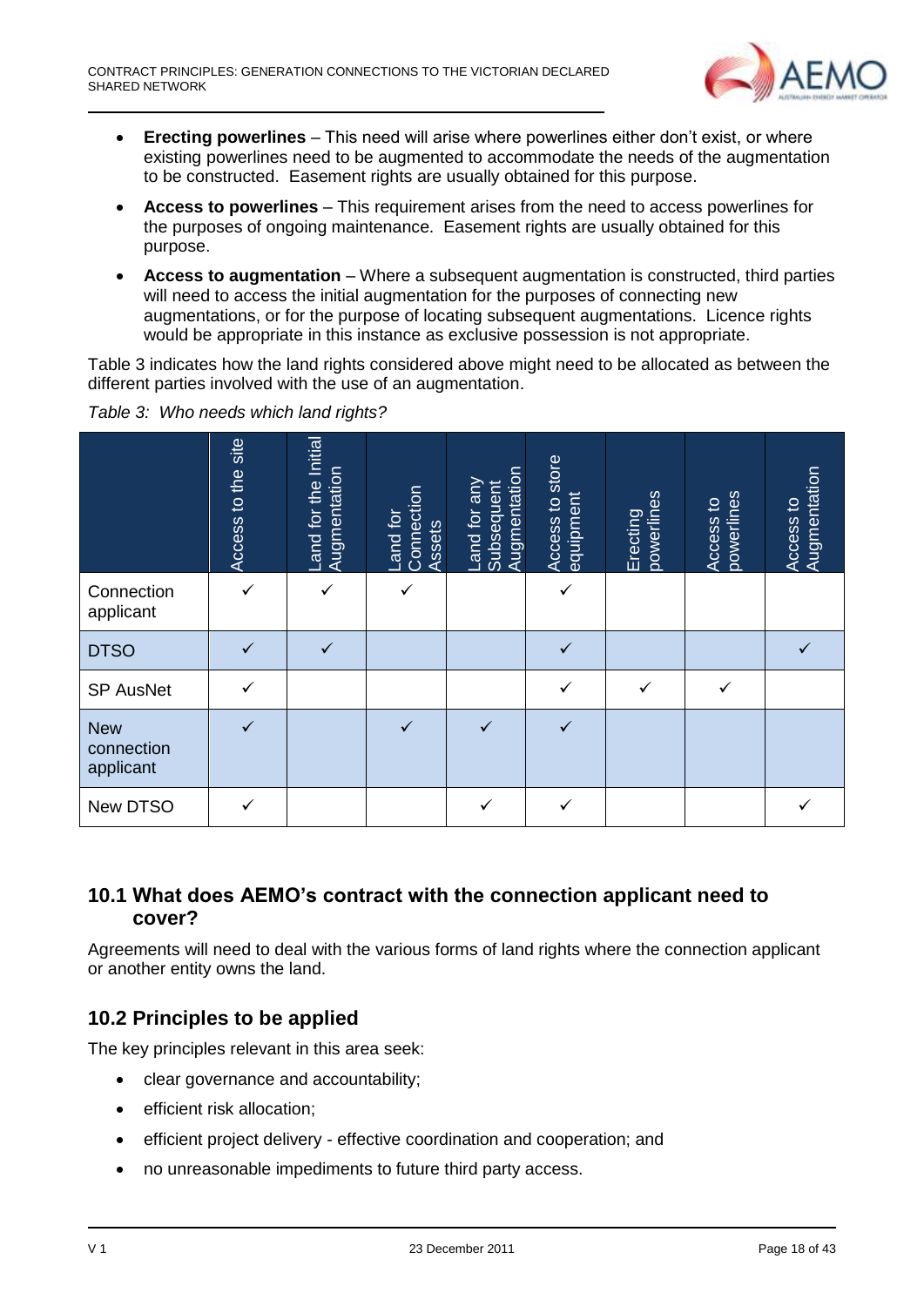- **Erecting powerlines** – This need will arise where powerlines either don't exist, or where existing powerlines need to be augmented to accommodate the needs of the augmentation to be constructed. Easement rights are usually obtained for this purpose.
- **Access to powerlines** – This requirement arises from the need to access powerlines for the purposes of ongoing maintenance. Easement rights are usually obtained for this purpose.
- **Access to augmentation** – Where a subsequent augmentation is constructed, third parties will need to access the initial augmentation for the purposes of connecting new augmentations, or for the purpose of locating subsequent augmentations. Licence rights would be appropriate in this instance as exclusive possession is not appropriate.

Table 3 indicates how the land rights considered above might need to be allocated as between the different parties involved with the use of an augmentation.

*Table 3: Who needs which land rights?*

| | Access to the site | Land for the Initial Augmentation | Land for Connection Assets | Land for any Subsequent Augmentation | Access to store equipment | Erecting powerlines | Access to powerlines | Access to Augmentation |
|---|---|---|---|---|---|---|---|---|
| Connection applicant | ✓ | ✓ | ✓ | | ✓ | | | |
| DTSO | ✓ | ✓ | | | ✓ | | | ✓ |
| SP AusNet | ✓ | | | | ✓ | ✓ | ✓ | |
| New connection applicant | ✓ | | ✓ | ✓ | ✓ | | | |
| New DTSO | ✓ | | | ✓ | ✓ | | | ✓ |

## 10.1 What does AEMO's contract with the connection applicant need to cover?

Agreements will need to deal with the various forms of land rights where the connection applicant or another entity owns the land.

## 10.2 Principles to be applied

The key principles relevant in this area seek:

- clear governance and accountability;
- efficient risk allocation;
- efficient project delivery - effective coordination and cooperation; and
- no unreasonable impediments to future third party access.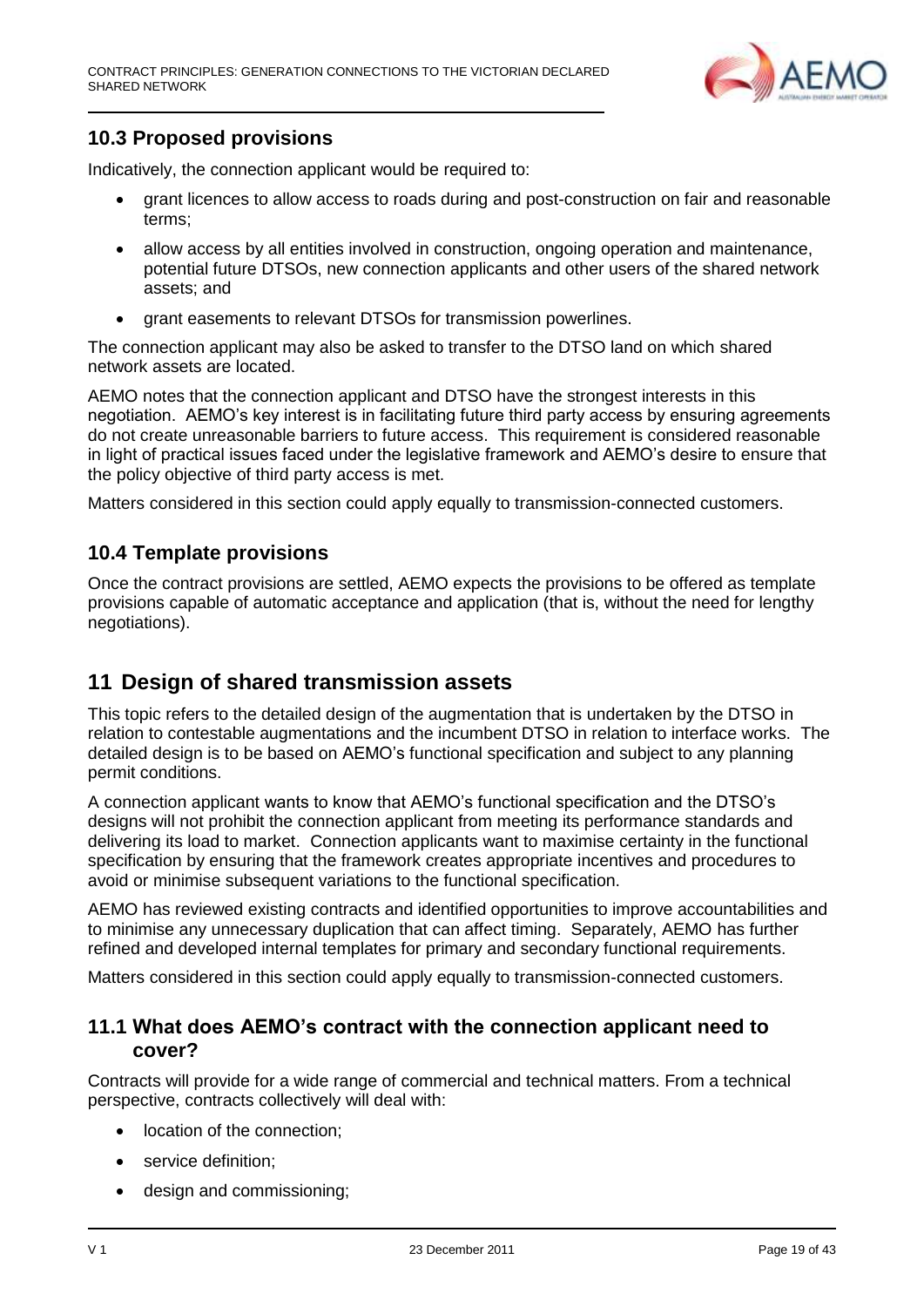## 10.3 Proposed provisions

Indicatively, the connection applicant would be required to:

- grant licences to allow access to roads during and post-construction on fair and reasonable terms;
- allow access by all entities involved in construction, ongoing operation and maintenance, potential future DTSOs, new connection applicants and other users of the shared network assets; and
- grant easements to relevant DTSOs for transmission powerlines.

The connection applicant may also be asked to transfer to the DTSO land on which shared network assets are located.

AEMO notes that the connection applicant and DTSO have the strongest interests in this negotiation. AEMO's key interest is in facilitating future third party access by ensuring agreements do not create unreasonable barriers to future access. This requirement is considered reasonable in light of practical issues faced under the legislative framework and AEMO's desire to ensure that the policy objective of third party access is met.

Matters considered in this section could apply equally to transmission-connected customers.

## 10.4 Template provisions

Once the contract provisions are settled, AEMO expects the provisions to be offered as template provisions capable of automatic acceptance and application (that is, without the need for lengthy negotiations).

# 11 Design of shared transmission assets

This topic refers to the detailed design of the augmentation that is undertaken by the DTSO in relation to contestable augmentations and the incumbent DTSO in relation to interface works. The detailed design is to be based on AEMO's functional specification and subject to any planning permit conditions.

A connection applicant wants to know that AEMO's functional specification and the DTSO's designs will not prohibit the connection applicant from meeting its performance standards and delivering its load to market. Connection applicants want to maximise certainty in the functional specification by ensuring that the framework creates appropriate incentives and procedures to avoid or minimise subsequent variations to the functional specification.

AEMO has reviewed existing contracts and identified opportunities to improve accountabilities and to minimise any unnecessary duplication that can affect timing. Separately, AEMO has further refined and developed internal templates for primary and secondary functional requirements.

Matters considered in this section could apply equally to transmission-connected customers.

## 11.1 What does AEMO's contract with the connection applicant need to cover?

Contracts will provide for a wide range of commercial and technical matters. From a technical perspective, contracts collectively will deal with:

- location of the connection;
- service definition;
- design and commissioning;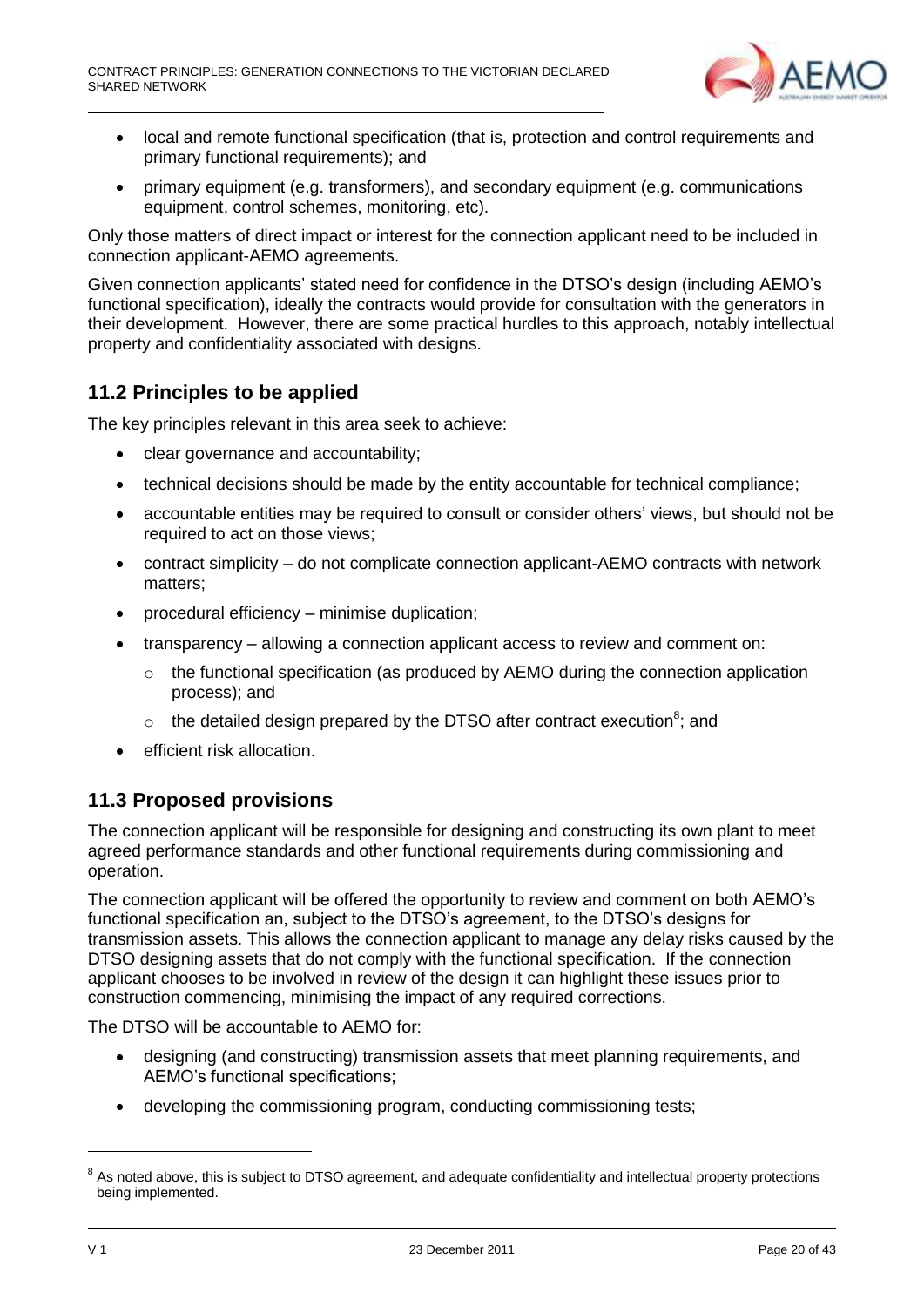- local and remote functional specification (that is, protection and control requirements and primary functional requirements); and
- primary equipment (e.g. transformers), and secondary equipment (e.g. communications equipment, control schemes, monitoring, etc).

Only those matters of direct impact or interest for the connection applicant need to be included in connection applicant-AEMO agreements.

Given connection applicants' stated need for confidence in the DTSO's design (including AEMO's functional specification), ideally the contracts would provide for consultation with the generators in their development. However, there are some practical hurdles to this approach, notably intellectual property and confidentiality associated with designs.

## 11.2 Principles to be applied

The key principles relevant in this area seek to achieve:

- clear governance and accountability;
- technical decisions should be made by the entity accountable for technical compliance;
- accountable entities may be required to consult or consider others' views, but should not be required to act on those views;
- contract simplicity – do not complicate connection applicant-AEMO contracts with network matters;
- procedural efficiency – minimise duplication;
- transparency – allowing a connection applicant access to review and comment on:
    - the functional specification (as produced by AEMO during the connection application process); and
    - the detailed design prepared by the DTSO after contract execution[8]; and
- efficient risk allocation.

## 11.3 Proposed provisions

The connection applicant will be responsible for designing and constructing its own plant to meet agreed performance standards and other functional requirements during commissioning and operation.

The connection applicant will be offered the opportunity to review and comment on both AEMO's functional specification an, subject to the DTSO's agreement, to the DTSO's designs for transmission assets. This allows the connection applicant to manage any delay risks caused by the DTSO designing assets that do not comply with the functional specification. If the connection applicant chooses to be involved in review of the design it can highlight these issues prior to construction commencing, minimising the impact of any required corrections.

The DTSO will be accountable to AEMO for:

- designing (and constructing) transmission assets that meet planning requirements, and AEMO's functional specifications;
- developing the commissioning program, conducting commissioning tests;

[8] As noted above, this is subject to DTSO agreement, and adequate confidentiality and intellectual property protections being implemented.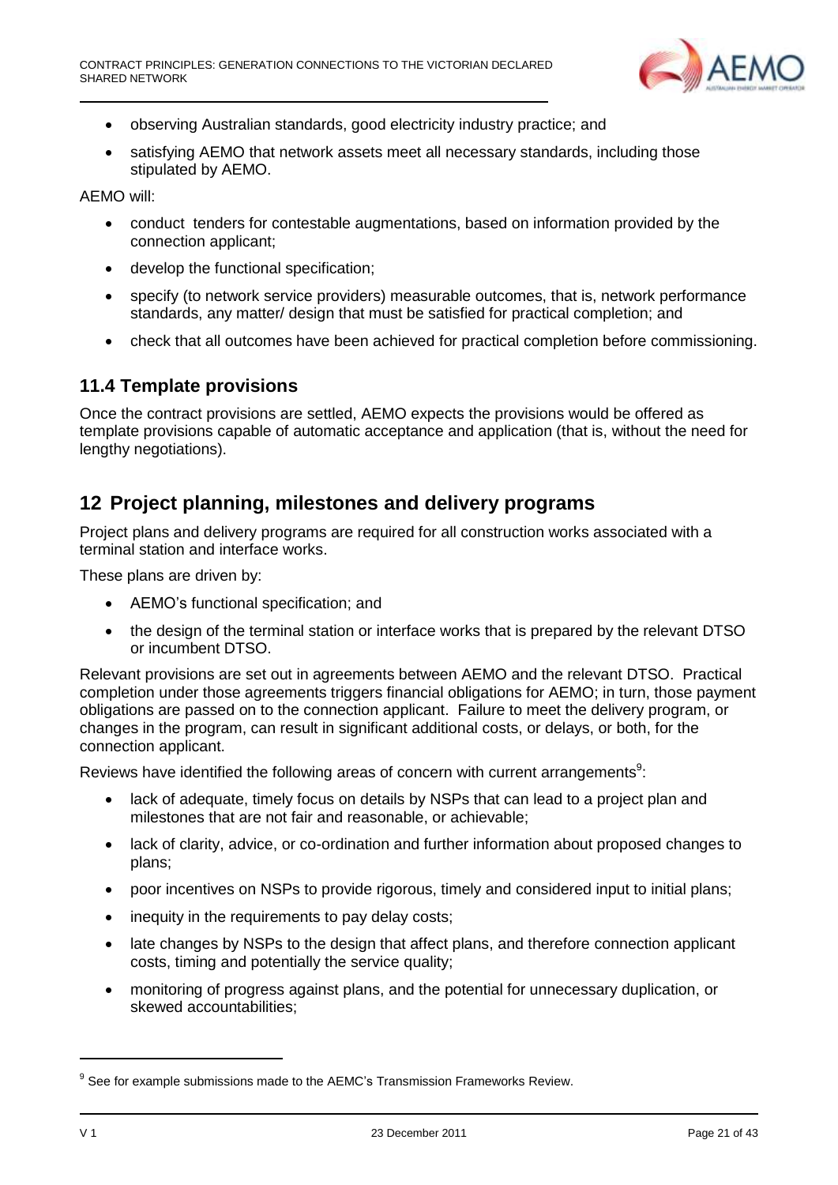- observing Australian standards, good electricity industry practice; and
- satisfying AEMO that network assets meet all necessary standards, including those stipulated by AEMO.

AEMO will:

- conduct tenders for contestable augmentations, based on information provided by the connection applicant;
- develop the functional specification;
- specify (to network service providers) measurable outcomes, that is, network performance standards, any matter/ design that must be satisfied for practical completion; and
- check that all outcomes have been achieved for practical completion before commissioning.

### 11.4 Template provisions

Once the contract provisions are settled, AEMO expects the provisions would be offered as template provisions capable of automatic acceptance and application (that is, without the need for lengthy negotiations).

## 12 Project planning, milestones and delivery programs

Project plans and delivery programs are required for all construction works associated with a terminal station and interface works.

These plans are driven by:

- AEMO's functional specification; and
- the design of the terminal station or interface works that is prepared by the relevant DTSO or incumbent DTSO.

Relevant provisions are set out in agreements between AEMO and the relevant DTSO. Practical completion under those agreements triggers financial obligations for AEMO; in turn, those payment obligations are passed on to the connection applicant. Failure to meet the delivery program, or changes in the program, can result in significant additional costs, or delays, or both, for the connection applicant.

Reviews have identified the following areas of concern with current arrangements[9]:

- lack of adequate, timely focus on details by NSPs that can lead to a project plan and milestones that are not fair and reasonable, or achievable;
- lack of clarity, advice, or co-ordination and further information about proposed changes to plans;
- poor incentives on NSPs to provide rigorous, timely and considered input to initial plans;
- inequity in the requirements to pay delay costs;
- late changes by NSPs to the design that affect plans, and therefore connection applicant costs, timing and potentially the service quality;
- monitoring of progress against plans, and the potential for unnecessary duplication, or skewed accountabilities;

[9] See for example submissions made to the AEMC's Transmission Frameworks Review.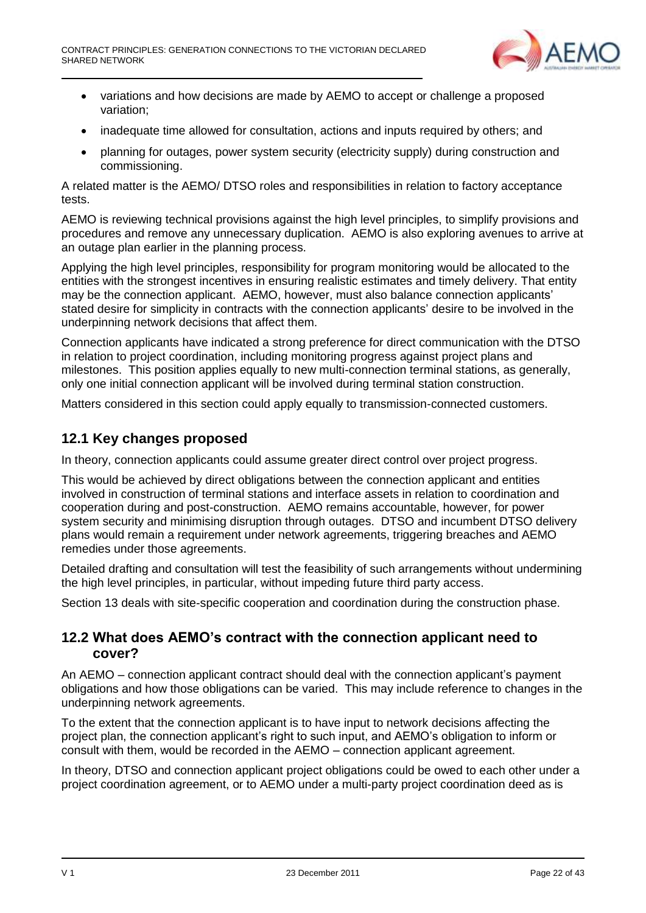- variations and how decisions are made by AEMO to accept or challenge a proposed variation;
- inadequate time allowed for consultation, actions and inputs required by others; and
- planning for outages, power system security (electricity supply) during construction and commissioning.

A related matter is the AEMO/ DTSO roles and responsibilities in relation to factory acceptance tests.

AEMO is reviewing technical provisions against the high level principles, to simplify provisions and procedures and remove any unnecessary duplication. AEMO is also exploring avenues to arrive at an outage plan earlier in the planning process.

Applying the high level principles, responsibility for program monitoring would be allocated to the entities with the strongest incentives in ensuring realistic estimates and timely delivery. That entity may be the connection applicant. AEMO, however, must also balance connection applicants' stated desire for simplicity in contracts with the connection applicants' desire to be involved in the underpinning network decisions that affect them.

Connection applicants have indicated a strong preference for direct communication with the DTSO in relation to project coordination, including monitoring progress against project plans and milestones. This position applies equally to new multi-connection terminal stations, as generally, only one initial connection applicant will be involved during terminal station construction.

Matters considered in this section could apply equally to transmission-connected customers.

## 12.1 Key changes proposed

In theory, connection applicants could assume greater direct control over project progress.

This would be achieved by direct obligations between the connection applicant and entities involved in construction of terminal stations and interface assets in relation to coordination and cooperation during and post-construction. AEMO remains accountable, however, for power system security and minimising disruption through outages. DTSO and incumbent DTSO delivery plans would remain a requirement under network agreements, triggering breaches and AEMO remedies under those agreements.

Detailed drafting and consultation will test the feasibility of such arrangements without undermining the high level principles, in particular, without impeding future third party access.

Section 13 deals with site-specific cooperation and coordination during the construction phase.

## 12.2 What does AEMO's contract with the connection applicant need to cover?

An AEMO – connection applicant contract should deal with the connection applicant's payment obligations and how those obligations can be varied. This may include reference to changes in the underpinning network agreements.

To the extent that the connection applicant is to have input to network decisions affecting the project plan, the connection applicant's right to such input, and AEMO's obligation to inform or consult with them, would be recorded in the AEMO – connection applicant agreement.

In theory, DTSO and connection applicant project obligations could be owed to each other under a project coordination agreement, or to AEMO under a multi-party project coordination deed as is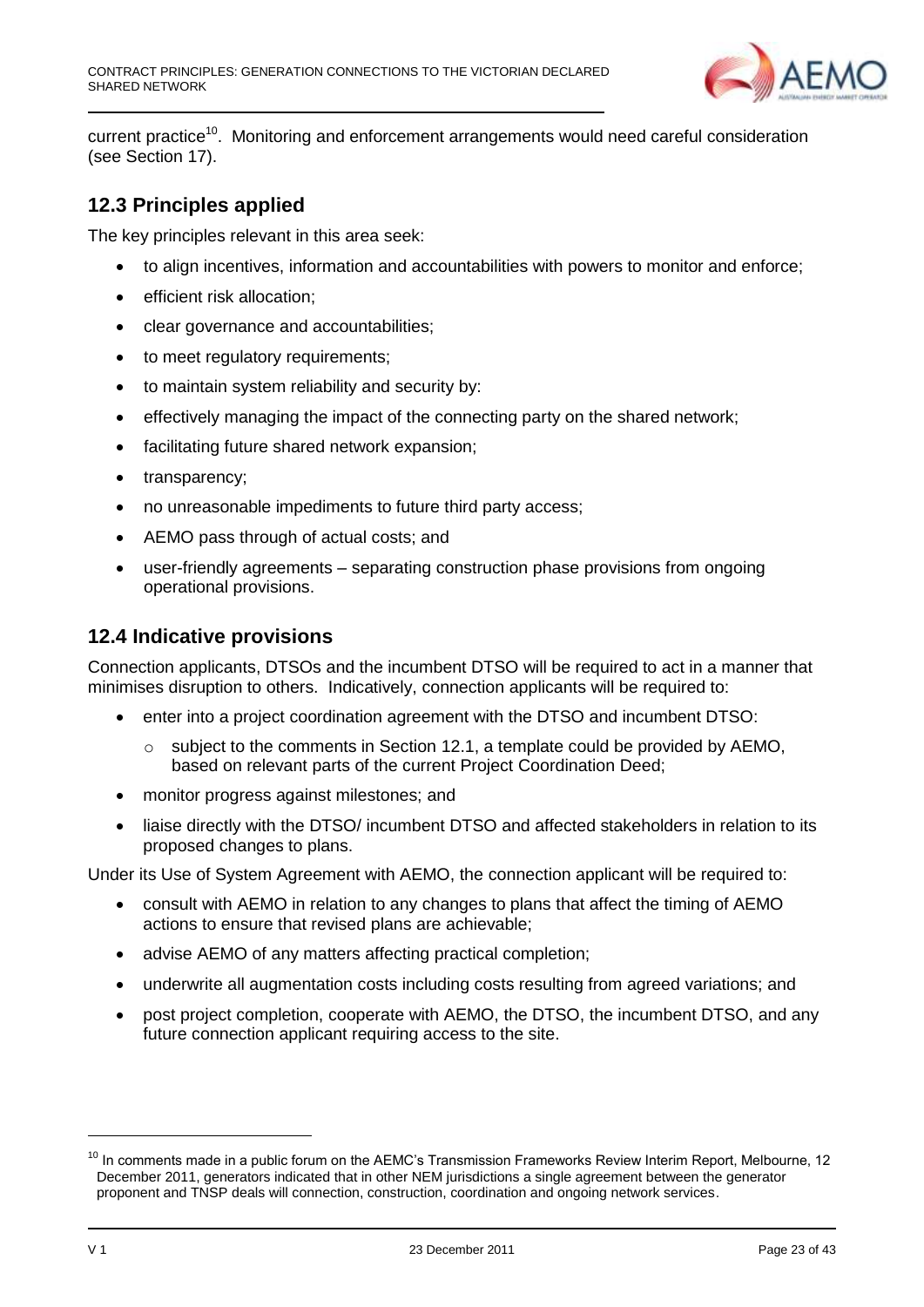current practice[10]. Monitoring and enforcement arrangements would need careful consideration (see Section 17).

## 12.3 Principles applied

The key principles relevant in this area seek:

- to align incentives, information and accountabilities with powers to monitor and enforce;
- efficient risk allocation;
- clear governance and accountabilities;
- to meet regulatory requirements;
- to maintain system reliability and security by:
- effectively managing the impact of the connecting party on the shared network;
- facilitating future shared network expansion;
- transparency;
- no unreasonable impediments to future third party access;
- AEMO pass through of actual costs; and
- user-friendly agreements – separating construction phase provisions from ongoing operational provisions.

## 12.4 Indicative provisions

Connection applicants, DTSOs and the incumbent DTSO will be required to act in a manner that minimises disruption to others. Indicatively, connection applicants will be required to:

- enter into a project coordination agreement with the DTSO and incumbent DTSO:
  - subject to the comments in Section 12.1, a template could be provided by AEMO, based on relevant parts of the current Project Coordination Deed;
- monitor progress against milestones; and
- liaise directly with the DTSO/ incumbent DTSO and affected stakeholders in relation to its proposed changes to plans.

Under its Use of System Agreement with AEMO, the connection applicant will be required to:

- consult with AEMO in relation to any changes to plans that affect the timing of AEMO actions to ensure that revised plans are achievable;
- advise AEMO of any matters affecting practical completion;
- underwrite all augmentation costs including costs resulting from agreed variations; and
- post project completion, cooperate with AEMO, the DTSO, the incumbent DTSO, and any future connection applicant requiring access to the site.

[10] In comments made in a public forum on the AEMC's Transmission Frameworks Review Interim Report, Melbourne, 12 December 2011, generators indicated that in other NEM jurisdictions a single agreement between the generator proponent and TNSP deals will connection, construction, coordination and ongoing network services.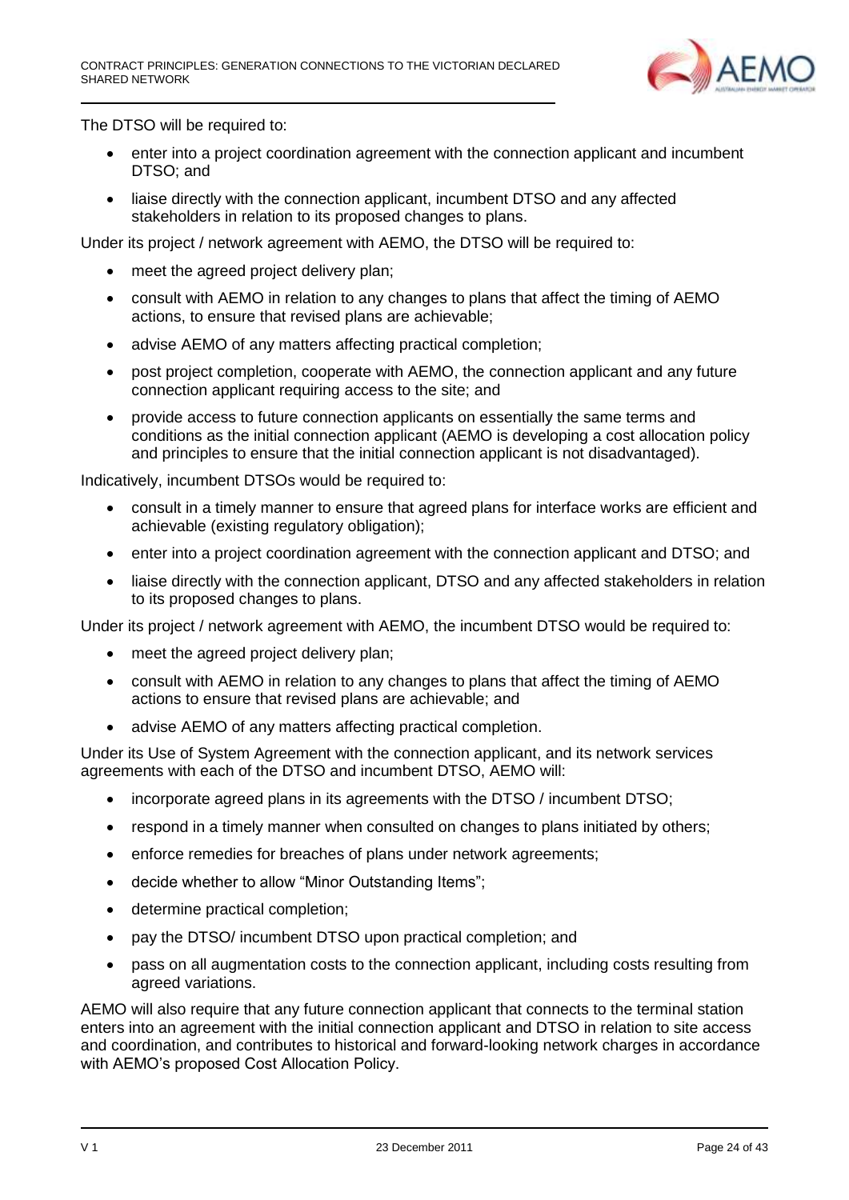The DTSO will be required to:

- enter into a project coordination agreement with the connection applicant and incumbent DTSO; and
- liaise directly with the connection applicant, incumbent DTSO and any affected stakeholders in relation to its proposed changes to plans.

Under its project / network agreement with AEMO, the DTSO will be required to:

- meet the agreed project delivery plan;
- consult with AEMO in relation to any changes to plans that affect the timing of AEMO actions, to ensure that revised plans are achievable;
- advise AEMO of any matters affecting practical completion;
- post project completion, cooperate with AEMO, the connection applicant and any future connection applicant requiring access to the site; and
- provide access to future connection applicants on essentially the same terms and conditions as the initial connection applicant (AEMO is developing a cost allocation policy and principles to ensure that the initial connection applicant is not disadvantaged).

Indicatively, incumbent DTSOs would be required to:

- consult in a timely manner to ensure that agreed plans for interface works are efficient and achievable (existing regulatory obligation);
- enter into a project coordination agreement with the connection applicant and DTSO; and
- liaise directly with the connection applicant, DTSO and any affected stakeholders in relation to its proposed changes to plans.

Under its project / network agreement with AEMO, the incumbent DTSO would be required to:

- meet the agreed project delivery plan;
- consult with AEMO in relation to any changes to plans that affect the timing of AEMO actions to ensure that revised plans are achievable; and
- advise AEMO of any matters affecting practical completion.

Under its Use of System Agreement with the connection applicant, and its network services agreements with each of the DTSO and incumbent DTSO, AEMO will:

- incorporate agreed plans in its agreements with the DTSO / incumbent DTSO;
- respond in a timely manner when consulted on changes to plans initiated by others;
- enforce remedies for breaches of plans under network agreements;
- decide whether to allow "Minor Outstanding Items";
- determine practical completion;
- pay the DTSO/ incumbent DTSO upon practical completion; and
- pass on all augmentation costs to the connection applicant, including costs resulting from agreed variations.

AEMO will also require that any future connection applicant that connects to the terminal station enters into an agreement with the initial connection applicant and DTSO in relation to site access and coordination, and contributes to historical and forward-looking network charges in accordance with AEMO's proposed Cost Allocation Policy.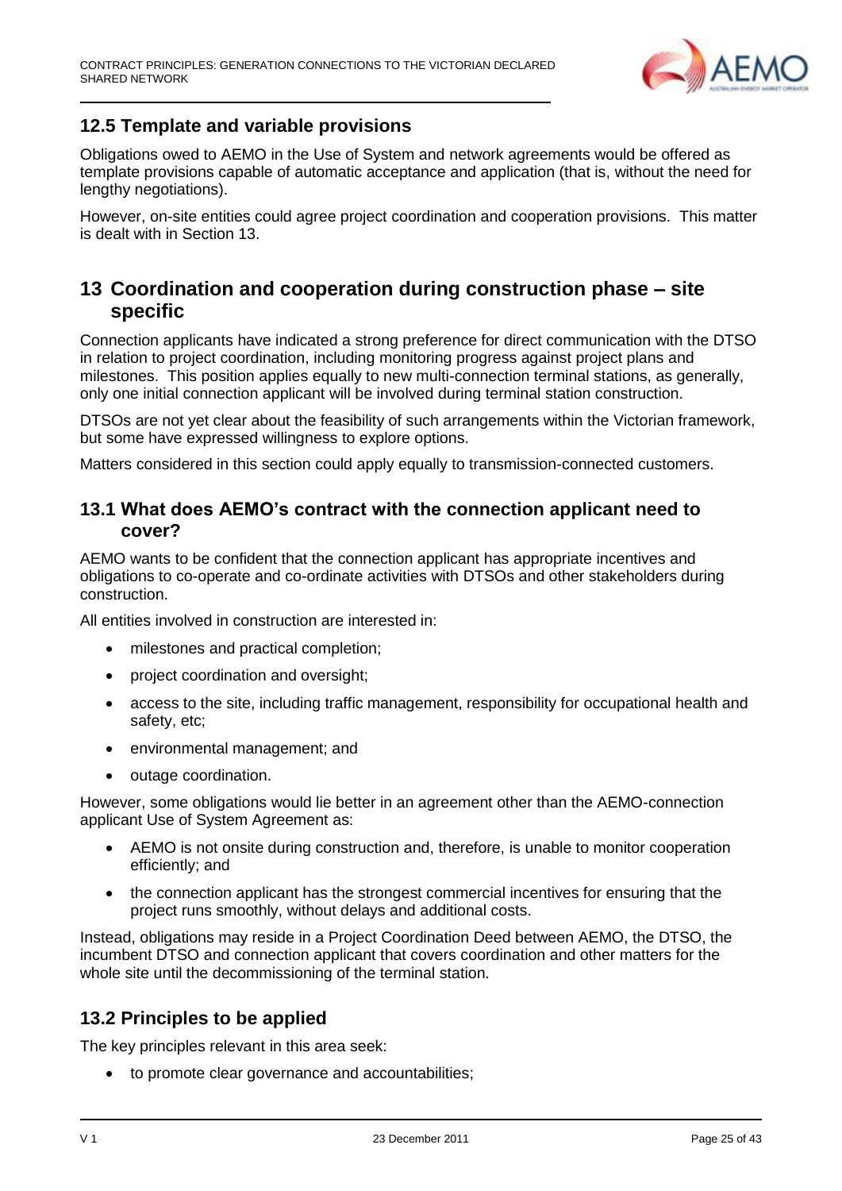## 12.5 Template and variable provisions

Obligations owed to AEMO in the Use of System and network agreements would be offered as template provisions capable of automatic acceptance and application (that is, without the need for lengthy negotiations).

However, on-site entities could agree project coordination and cooperation provisions. This matter is dealt with in Section 13.

# 13 Coordination and cooperation during construction phase – site specific

Connection applicants have indicated a strong preference for direct communication with the DTSO in relation to project coordination, including monitoring progress against project plans and milestones. This position applies equally to new multi-connection terminal stations, as generally, only one initial connection applicant will be involved during terminal station construction.

DTSOs are not yet clear about the feasibility of such arrangements within the Victorian framework, but some have expressed willingness to explore options.

Matters considered in this section could apply equally to transmission-connected customers.

## 13.1 What does AEMO's contract with the connection applicant need to cover?

AEMO wants to be confident that the connection applicant has appropriate incentives and obligations to co-operate and co-ordinate activities with DTSOs and other stakeholders during construction.

All entities involved in construction are interested in:

- milestones and practical completion;
- project coordination and oversight;
- access to the site, including traffic management, responsibility for occupational health and safety, etc;
- environmental management; and
- outage coordination.

However, some obligations would lie better in an agreement other than the AEMO-connection applicant Use of System Agreement as:

- AEMO is not onsite during construction and, therefore, is unable to monitor cooperation efficiently; and
- the connection applicant has the strongest commercial incentives for ensuring that the project runs smoothly, without delays and additional costs.

Instead, obligations may reside in a Project Coordination Deed between AEMO, the DTSO, the incumbent DTSO and connection applicant that covers coordination and other matters for the whole site until the decommissioning of the terminal station.

## 13.2 Principles to be applied

The key principles relevant in this area seek:

- to promote clear governance and accountabilities;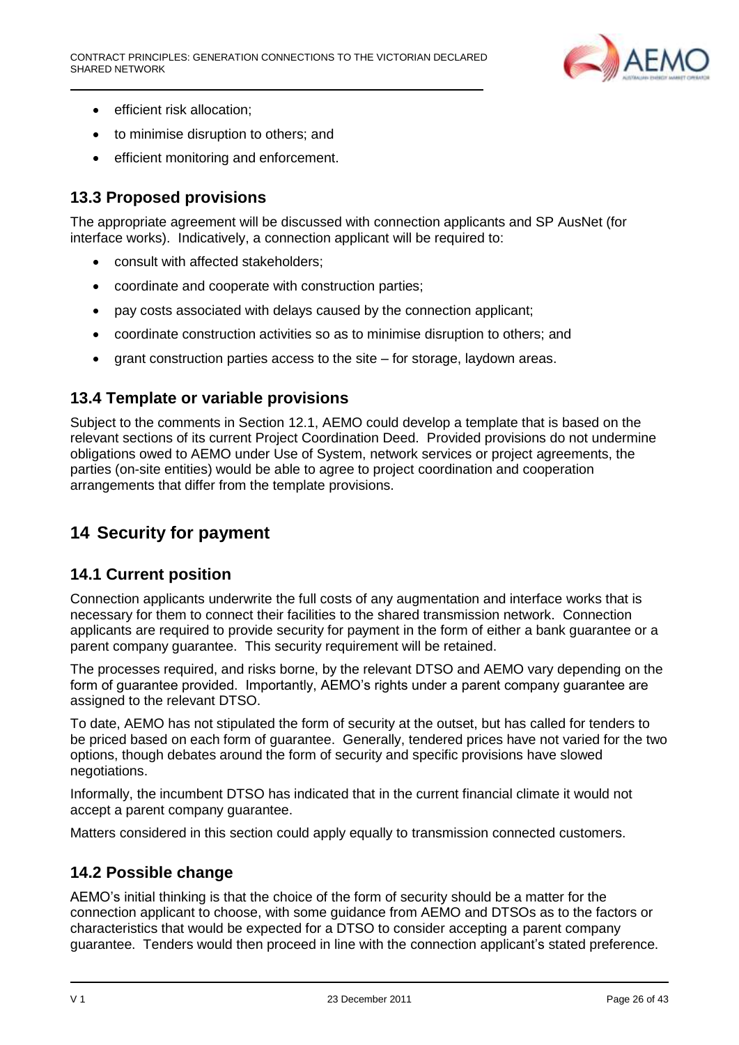- efficient risk allocation;
- to minimise disruption to others; and
- efficient monitoring and enforcement.

## 13.3 Proposed provisions

The appropriate agreement will be discussed with connection applicants and SP AusNet (for interface works). Indicatively, a connection applicant will be required to:

- consult with affected stakeholders;
- coordinate and cooperate with construction parties;
- pay costs associated with delays caused by the connection applicant;
- coordinate construction activities so as to minimise disruption to others; and
- grant construction parties access to the site – for storage, laydown areas.

## 13.4 Template or variable provisions

Subject to the comments in Section 12.1, AEMO could develop a template that is based on the relevant sections of its current Project Coordination Deed. Provided provisions do not undermine obligations owed to AEMO under Use of System, network services or project agreements, the parties (on-site entities) would be able to agree to project coordination and cooperation arrangements that differ from the template provisions.

# 14 Security for payment

## 14.1 Current position

Connection applicants underwrite the full costs of any augmentation and interface works that is necessary for them to connect their facilities to the shared transmission network. Connection applicants are required to provide security for payment in the form of either a bank guarantee or a parent company guarantee. This security requirement will be retained.

The processes required, and risks borne, by the relevant DTSO and AEMO vary depending on the form of guarantee provided. Importantly, AEMO's rights under a parent company guarantee are assigned to the relevant DTSO.

To date, AEMO has not stipulated the form of security at the outset, but has called for tenders to be priced based on each form of guarantee. Generally, tendered prices have not varied for the two options, though debates around the form of security and specific provisions have slowed negotiations.

Informally, the incumbent DTSO has indicated that in the current financial climate it would not accept a parent company guarantee.

Matters considered in this section could apply equally to transmission connected customers.

## 14.2 Possible change

AEMO's initial thinking is that the choice of the form of security should be a matter for the connection applicant to choose, with some guidance from AEMO and DTSOs as to the factors or characteristics that would be expected for a DTSO to consider accepting a parent company guarantee. Tenders would then proceed in line with the connection applicant's stated preference.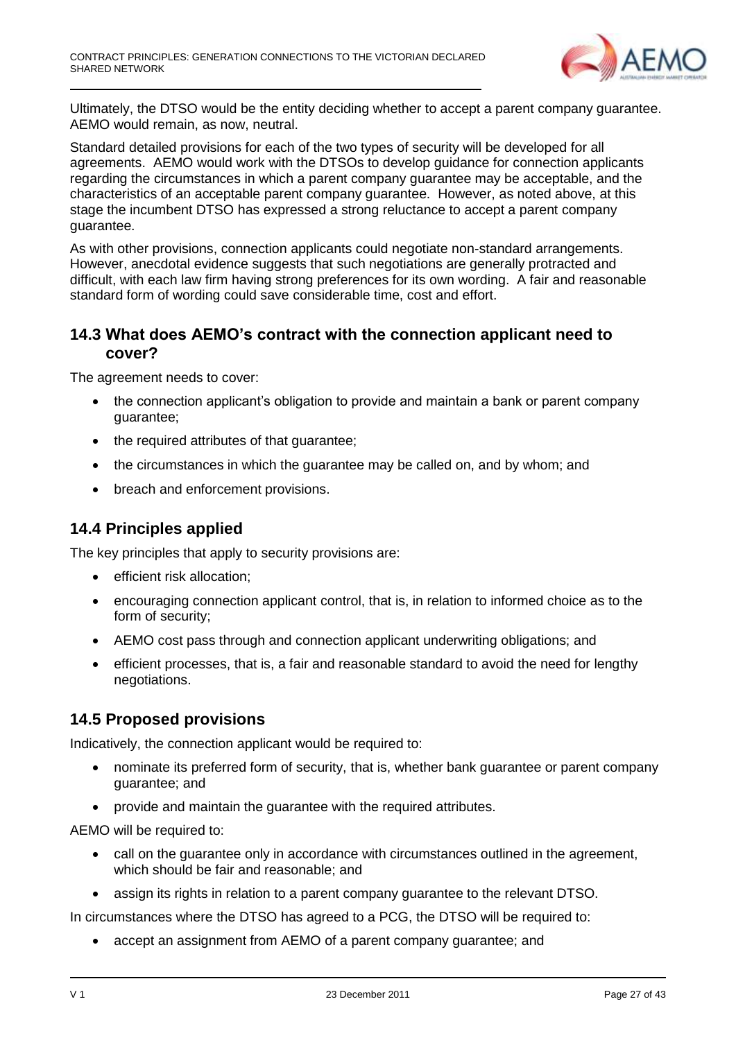Ultimately, the DTSO would be the entity deciding whether to accept a parent company guarantee. AEMO would remain, as now, neutral.

Standard detailed provisions for each of the two types of security will be developed for all agreements. AEMO would work with the DTSOs to develop guidance for connection applicants regarding the circumstances in which a parent company guarantee may be acceptable, and the characteristics of an acceptable parent company guarantee. However, as noted above, at this stage the incumbent DTSO has expressed a strong reluctance to accept a parent company guarantee.

As with other provisions, connection applicants could negotiate non-standard arrangements. However, anecdotal evidence suggests that such negotiations are generally protracted and difficult, with each law firm having strong preferences for its own wording. A fair and reasonable standard form of wording could save considerable time, cost and effort.

## 14.3 What does AEMO's contract with the connection applicant need to cover?

The agreement needs to cover:

- the connection applicant's obligation to provide and maintain a bank or parent company guarantee;
- the required attributes of that guarantee;
- the circumstances in which the guarantee may be called on, and by whom; and
- breach and enforcement provisions.

## 14.4 Principles applied

The key principles that apply to security provisions are:

- efficient risk allocation;
- encouraging connection applicant control, that is, in relation to informed choice as to the form of security;
- AEMO cost pass through and connection applicant underwriting obligations; and
- efficient processes, that is, a fair and reasonable standard to avoid the need for lengthy negotiations.

## 14.5 Proposed provisions

Indicatively, the connection applicant would be required to:

- nominate its preferred form of security, that is, whether bank guarantee or parent company guarantee; and
- provide and maintain the guarantee with the required attributes.

AEMO will be required to:

- call on the guarantee only in accordance with circumstances outlined in the agreement, which should be fair and reasonable; and
- assign its rights in relation to a parent company guarantee to the relevant DTSO.

In circumstances where the DTSO has agreed to a PCG, the DTSO will be required to:

- accept an assignment from AEMO of a parent company guarantee; and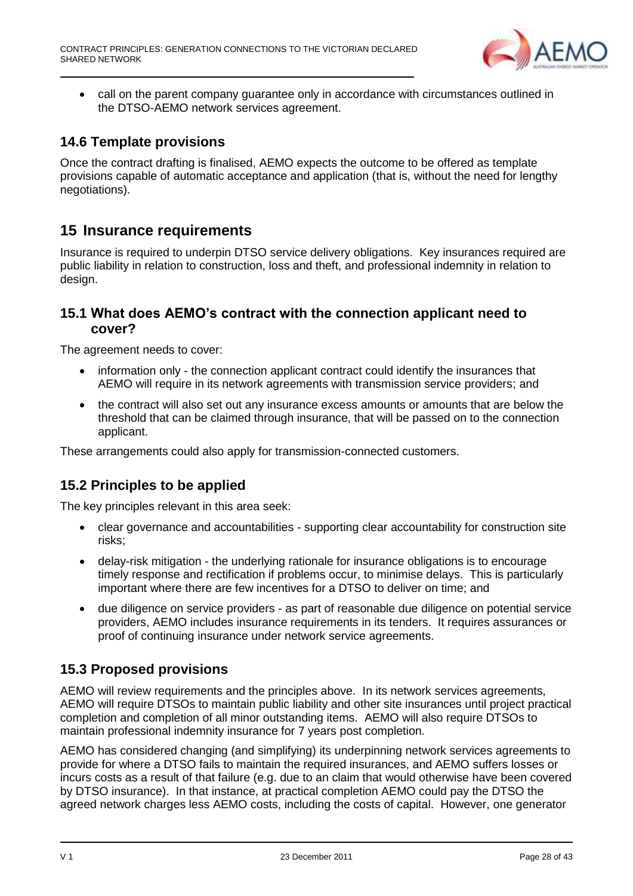- call on the parent company guarantee only in accordance with circumstances outlined in the DTSO-AEMO network services agreement.

### 14.6 Template provisions

Once the contract drafting is finalised, AEMO expects the outcome to be offered as template provisions capable of automatic acceptance and application (that is, without the need for lengthy negotiations).

## 15 Insurance requirements

Insurance is required to underpin DTSO service delivery obligations. Key insurances required are public liability in relation to construction, loss and theft, and professional indemnity in relation to design.

### 15.1 What does AEMO's contract with the connection applicant need to cover?

The agreement needs to cover:

- information only - the connection applicant contract could identify the insurances that AEMO will require in its network agreements with transmission service providers; and
- the contract will also set out any insurance excess amounts or amounts that are below the threshold that can be claimed through insurance, that will be passed on to the connection applicant.

These arrangements could also apply for transmission-connected customers.

### 15.2 Principles to be applied

The key principles relevant in this area seek:

- clear governance and accountabilities - supporting clear accountability for construction site risks;
- delay-risk mitigation - the underlying rationale for insurance obligations is to encourage timely response and rectification if problems occur, to minimise delays. This is particularly important where there are few incentives for a DTSO to deliver on time; and
- due diligence on service providers - as part of reasonable due diligence on potential service providers, AEMO includes insurance requirements in its tenders. It requires assurances or proof of continuing insurance under network service agreements.

### 15.3 Proposed provisions

AEMO will review requirements and the principles above. In its network services agreements, AEMO will require DTSOs to maintain public liability and other site insurances until project practical completion and completion of all minor outstanding items. AEMO will also require DTSOs to maintain professional indemnity insurance for 7 years post completion.

AEMO has considered changing (and simplifying) its underpinning network services agreements to provide for where a DTSO fails to maintain the required insurances, and AEMO suffers losses or incurs costs as a result of that failure (e.g. due to an claim that would otherwise have been covered by DTSO insurance). In that instance, at practical completion AEMO could pay the DTSO the agreed network charges less AEMO costs, including the costs of capital. However, one generator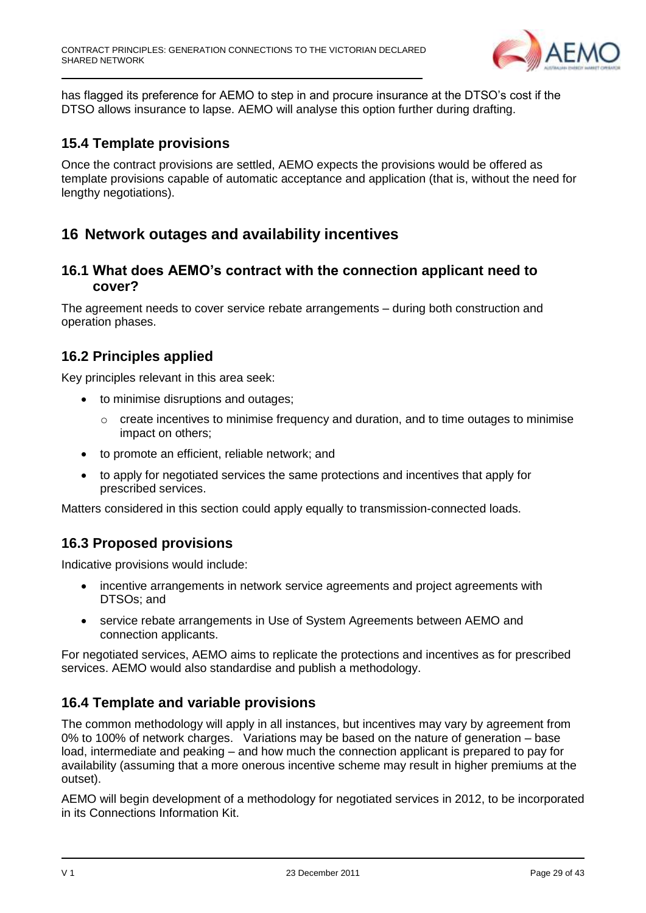has flagged its preference for AEMO to step in and procure insurance at the DTSO's cost if the DTSO allows insurance to lapse. AEMO will analyse this option further during drafting.

### 15.4 Template provisions

Once the contract provisions are settled, AEMO expects the provisions would be offered as template provisions capable of automatic acceptance and application (that is, without the need for lengthy negotiations).

## 16 Network outages and availability incentives

### 16.1 What does AEMO's contract with the connection applicant need to cover?

The agreement needs to cover service rebate arrangements – during both construction and operation phases.

### 16.2 Principles applied

Key principles relevant in this area seek:

- to minimise disruptions and outages;
  - create incentives to minimise frequency and duration, and to time outages to minimise impact on others;
- to promote an efficient, reliable network; and
- to apply for negotiated services the same protections and incentives that apply for prescribed services.

Matters considered in this section could apply equally to transmission-connected loads.

### 16.3 Proposed provisions

Indicative provisions would include:

- incentive arrangements in network service agreements and project agreements with DTSOs; and
- service rebate arrangements in Use of System Agreements between AEMO and connection applicants.

For negotiated services, AEMO aims to replicate the protections and incentives as for prescribed services. AEMO would also standardise and publish a methodology.

### 16.4 Template and variable provisions

The common methodology will apply in all instances, but incentives may vary by agreement from 0% to 100% of network charges. Variations may be based on the nature of generation – base load, intermediate and peaking – and how much the connection applicant is prepared to pay for availability (assuming that a more onerous incentive scheme may result in higher premiums at the outset).

AEMO will begin development of a methodology for negotiated services in 2012, to be incorporated in its Connections Information Kit.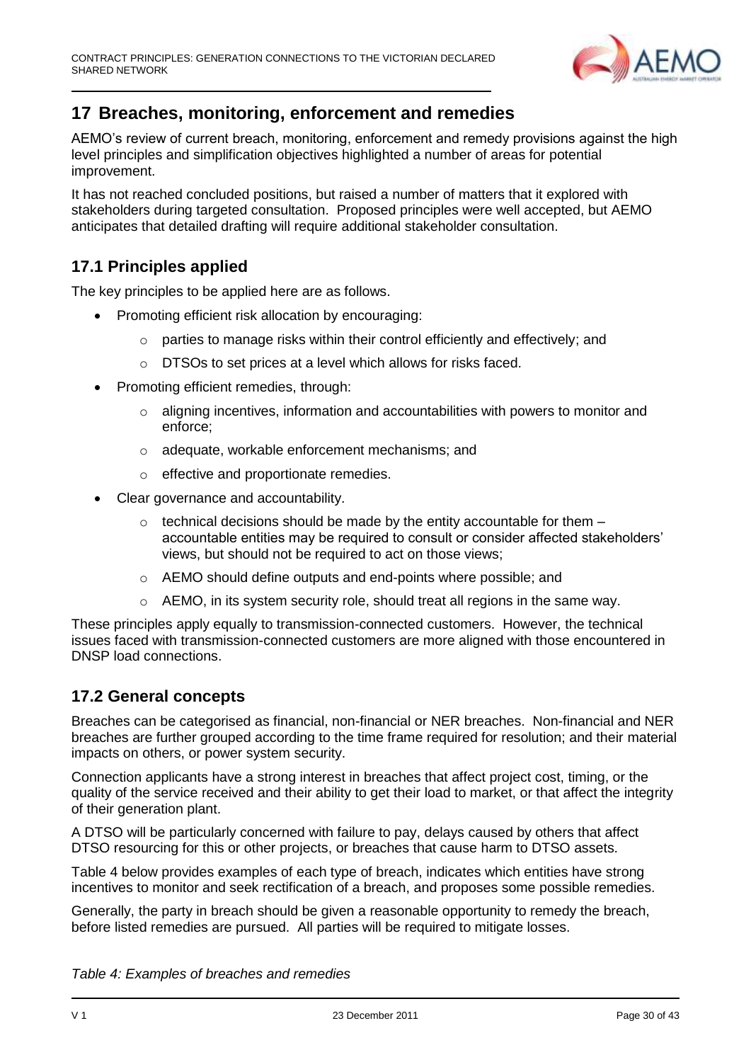# 17 Breaches, monitoring, enforcement and remedies

AEMO's review of current breach, monitoring, enforcement and remedy provisions against the high level principles and simplification objectives highlighted a number of areas for potential improvement.

It has not reached concluded positions, but raised a number of matters that it explored with stakeholders during targeted consultation. Proposed principles were well accepted, but AEMO anticipates that detailed drafting will require additional stakeholder consultation.

## 17.1 Principles applied

The key principles to be applied here are as follows.

- Promoting efficient risk allocation by encouraging:
  - parties to manage risks within their control efficiently and effectively; and
  - DTSOs to set prices at a level which allows for risks faced.
- Promoting efficient remedies, through:
  - aligning incentives, information and accountabilities with powers to monitor and enforce;
  - adequate, workable enforcement mechanisms; and
  - effective and proportionate remedies.
- Clear governance and accountability.
  - technical decisions should be made by the entity accountable for them – accountable entities may be required to consult or consider affected stakeholders' views, but should not be required to act on those views;
  - AEMO should define outputs and end-points where possible; and
  - AEMO, in its system security role, should treat all regions in the same way.

These principles apply equally to transmission-connected customers. However, the technical issues faced with transmission-connected customers are more aligned with those encountered in DNSP load connections.

## 17.2 General concepts

Breaches can be categorised as financial, non-financial or NER breaches. Non-financial and NER breaches are further grouped according to the time frame required for resolution; and their material impacts on others, or power system security.

Connection applicants have a strong interest in breaches that affect project cost, timing, or the quality of the service received and their ability to get their load to market, or that affect the integrity of their generation plant.

A DTSO will be particularly concerned with failure to pay, delays caused by others that affect DTSO resourcing for this or other projects, or breaches that cause harm to DTSO assets.

Table 4 below provides examples of each type of breach, indicates which entities have strong incentives to monitor and seek rectification of a breach, and proposes some possible remedies.

Generally, the party in breach should be given a reasonable opportunity to remedy the breach, before listed remedies are pursued. All parties will be required to mitigate losses.

*Table 4: Examples of breaches and remedies*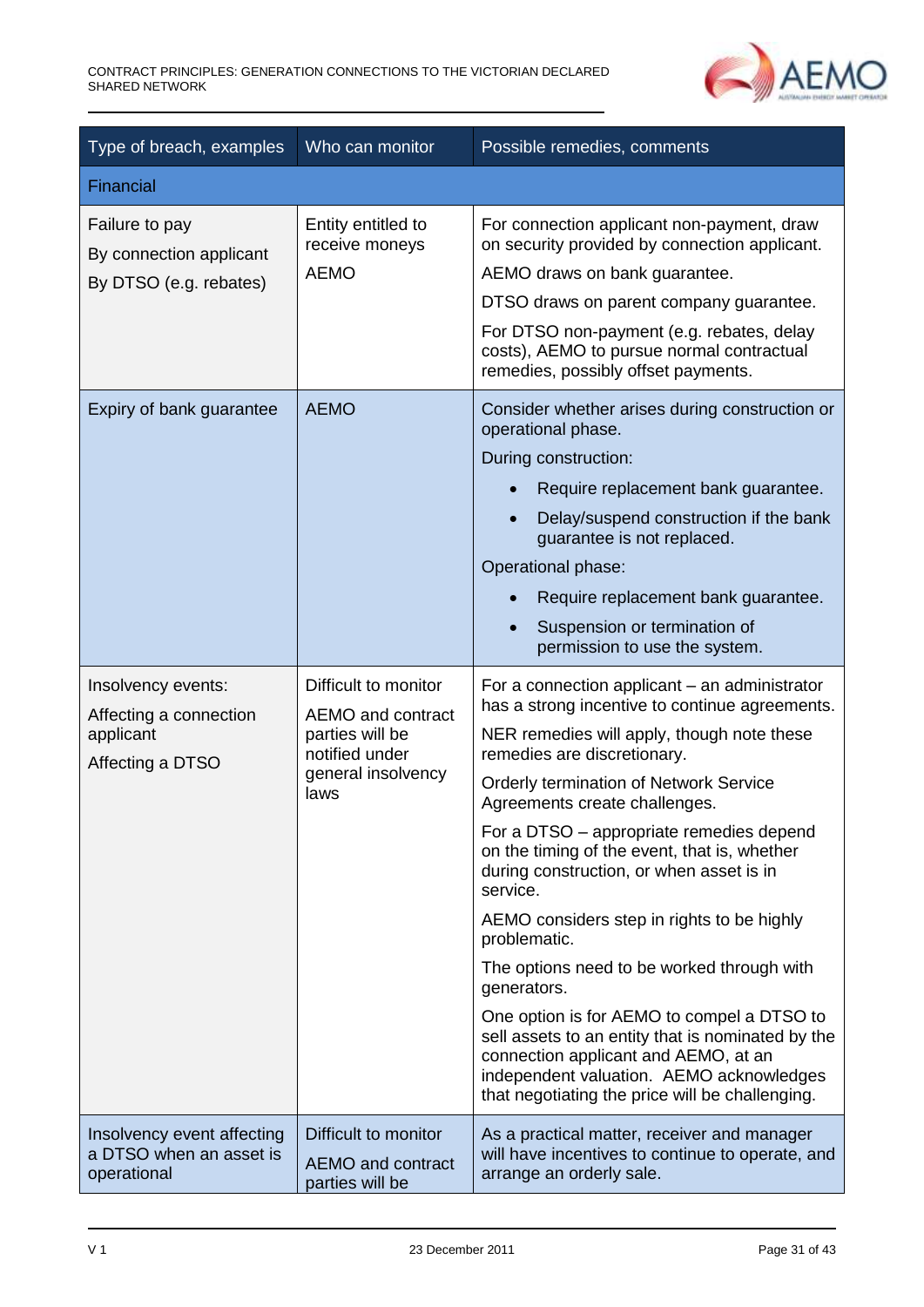| Type of breach, examples | Who can monitor | Possible remedies, comments |
|---|---|---|
| **Financial** | | |
| Failure to pay<br>By connection applicant<br>By DTSO (e.g. rebates) | Entity entitled to receive moneys<br>AEMO | For connection applicant non-payment, draw on security provided by connection applicant.<br>AEMO draws on bank guarantee.<br>DTSO draws on parent company guarantee.<br>For DTSO non-payment (e.g. rebates, delay costs), AEMO to pursue normal contractual remedies, possibly offset payments. |
| Expiry of bank guarantee | AEMO | Consider whether arises during construction or operational phase.<br>During construction:<br>• Require replacement bank guarantee.<br>• Delay/suspend construction if the bank guarantee is not replaced.<br>Operational phase:<br>• Require replacement bank guarantee.<br>• Suspension or termination of permission to use the system. |
| Insolvency events:<br>Affecting a connection applicant<br>Affecting a DTSO | Difficult to monitor<br>AEMO and contract parties will be notified under general insolvency laws | For a connection applicant – an administrator has a strong incentive to continue agreements.<br>NER remedies will apply, though note these remedies are discretionary.<br>Orderly termination of Network Service Agreements create challenges.<br>For a DTSO – appropriate remedies depend on the timing of the event, that is, whether during construction, or when asset is in service.<br>AEMO considers step in rights to be highly problematic.<br>The options need to be worked through with generators.<br>One option is for AEMO to compel a DTSO to sell assets to an entity that is nominated by the connection applicant and AEMO, at an independent valuation. AEMO acknowledges that negotiating the price will be challenging. |
| Insolvency event affecting a DTSO when an asset is operational | Difficult to monitor<br>AEMO and contract parties will be | As a practical matter, receiver and manager will have incentives to continue to operate, and arrange an orderly sale. |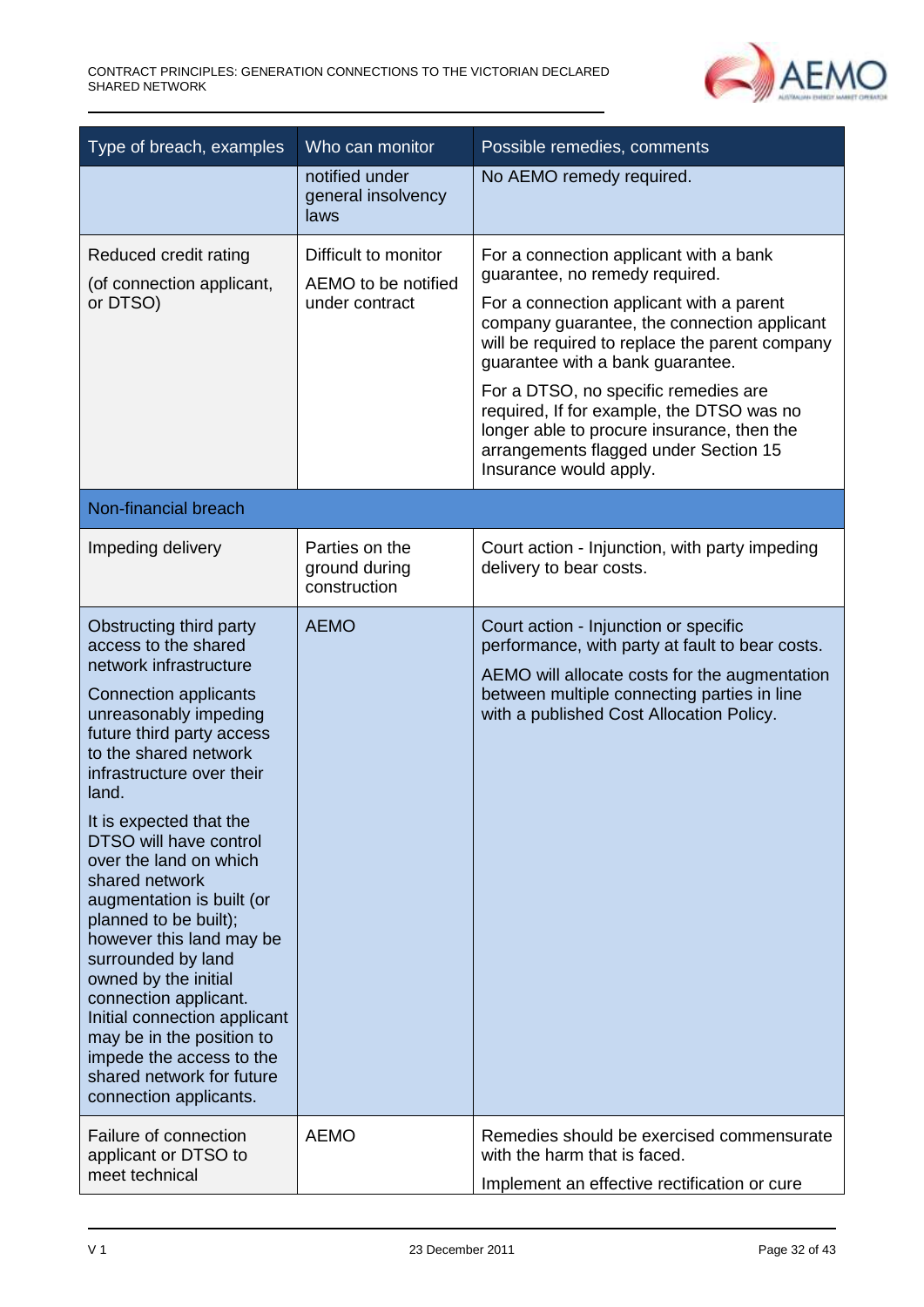| Type of breach, examples | Who can monitor | Possible remedies, comments |
|---|---|---|
| | notified under general insolvency laws | No AEMO remedy required. |
| Reduced credit rating (of connection applicant, or DTSO) | Difficult to monitor<br>AEMO to be notified under contract | For a connection applicant with a bank guarantee, no remedy required.<br>For a connection applicant with a parent company guarantee, the connection applicant will be required to replace the parent company guarantee with a bank guarantee.<br>For a DTSO, no specific remedies are required, If for example, the DTSO was no longer able to procure insurance, then the arrangements flagged under Section 15 Insurance would apply. |
| Non-financial breach | | |
| Impeding delivery | Parties on the ground during construction | Court action - Injunction, with party impeding delivery to bear costs. |
| Obstructing third party access to the shared network infrastructure<br>Connection applicants unreasonably impeding future third party access to the shared network infrastructure over their land.<br>It is expected that the DTSO will have control over the land on which shared network augmentation is built (or planned to be built); however this land may be surrounded by land owned by the initial connection applicant. Initial connection applicant may be in the position to impede the access to the shared network for future connection applicants. | AEMO | Court action - Injunction or specific performance, with party at fault to bear costs.<br>AEMO will allocate costs for the augmentation between multiple connecting parties in line with a published Cost Allocation Policy. |
| Failure of connection applicant or DTSO to meet technical | AEMO | Remedies should be exercised commensurate with the harm that is faced.<br>Implement an effective rectification or cure |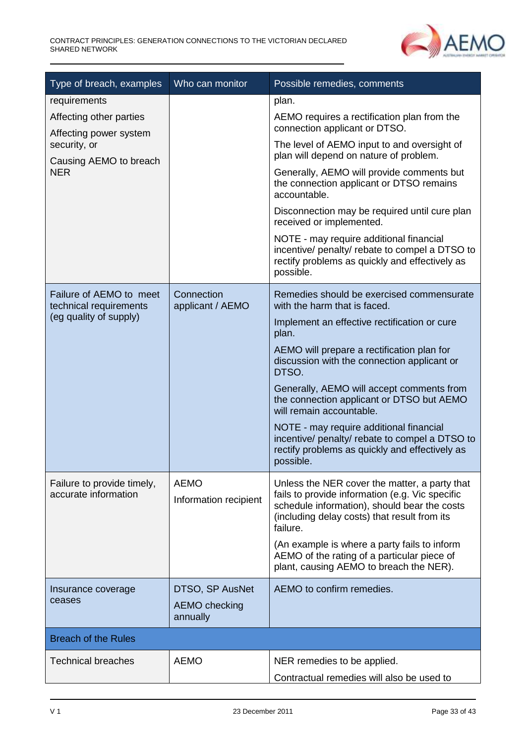| Type of breach, examples | Who can monitor | Possible remedies, comments |
|---|---|---|
| requirements<br><br>Affecting other parties<br><br>Affecting power system security, or<br><br>Causing AEMO to breach NER | | plan.<br><br>AEMO requires a rectification plan from the connection applicant or DTSO.<br><br>The level of AEMO input to and oversight of plan will depend on nature of problem.<br><br>Generally, AEMO will provide comments but the connection applicant or DTSO remains accountable.<br><br>Disconnection may be required until cure plan received or implemented.<br><br>NOTE - may require additional financial incentive/ penalty/ rebate to compel a DTSO to rectify problems as quickly and effectively as possible. |
| Failure of AEMO to meet technical requirements (eg quality of supply) | Connection applicant / AEMO | Remedies should be exercised commensurate with the harm that is faced.<br><br>Implement an effective rectification or cure plan.<br><br>AEMO will prepare a rectification plan for discussion with the connection applicant or DTSO.<br><br>Generally, AEMO will accept comments from the connection applicant or DTSO but AEMO will remain accountable.<br><br>NOTE - may require additional financial incentive/ penalty/ rebate to compel a DTSO to rectify problems as quickly and effectively as possible. |
| Failure to provide timely, accurate information | AEMO<br><br>Information recipient | Unless the NER cover the matter, a party that fails to provide information (e.g. Vic specific schedule information), should bear the costs (including delay costs) that result from its failure.<br><br>(An example is where a party fails to inform AEMO of the rating of a particular piece of plant, causing AEMO to breach the NER). |
| Insurance coverage ceases | DTSO, SP AusNet<br><br>AEMO checking annually | AEMO to confirm remedies. |
| **Breach of the Rules** | | |
| Technical breaches | AEMO | NER remedies to be applied.<br><br>Contractual remedies will also be used to |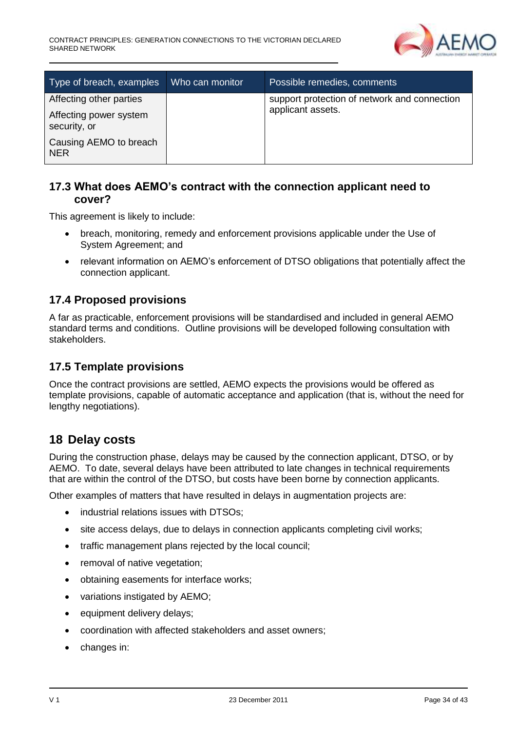| Type of breach, examples | Who can monitor | Possible remedies, comments |
|---|---|---|
| Affecting other parties<br>Affecting power system security, or<br>Causing AEMO to breach NER | | support protection of network and connection applicant assets. |

### 17.3 What does AEMO's contract with the connection applicant need to cover?

This agreement is likely to include:

- breach, monitoring, remedy and enforcement provisions applicable under the Use of System Agreement; and
- relevant information on AEMO's enforcement of DTSO obligations that potentially affect the connection applicant.

### 17.4 Proposed provisions

A far as practicable, enforcement provisions will be standardised and included in general AEMO standard terms and conditions. Outline provisions will be developed following consultation with stakeholders.

### 17.5 Template provisions

Once the contract provisions are settled, AEMO expects the provisions would be offered as template provisions, capable of automatic acceptance and application (that is, without the need for lengthy negotiations).

## 18 Delay costs

During the construction phase, delays may be caused by the connection applicant, DTSO, or by AEMO. To date, several delays have been attributed to late changes in technical requirements that are within the control of the DTSO, but costs have been borne by connection applicants.

Other examples of matters that have resulted in delays in augmentation projects are:

- industrial relations issues with DTSOs;
- site access delays, due to delays in connection applicants completing civil works;
- traffic management plans rejected by the local council;
- removal of native vegetation;
- obtaining easements for interface works;
- variations instigated by AEMO;
- equipment delivery delays;
- coordination with affected stakeholders and asset owners;
- changes in: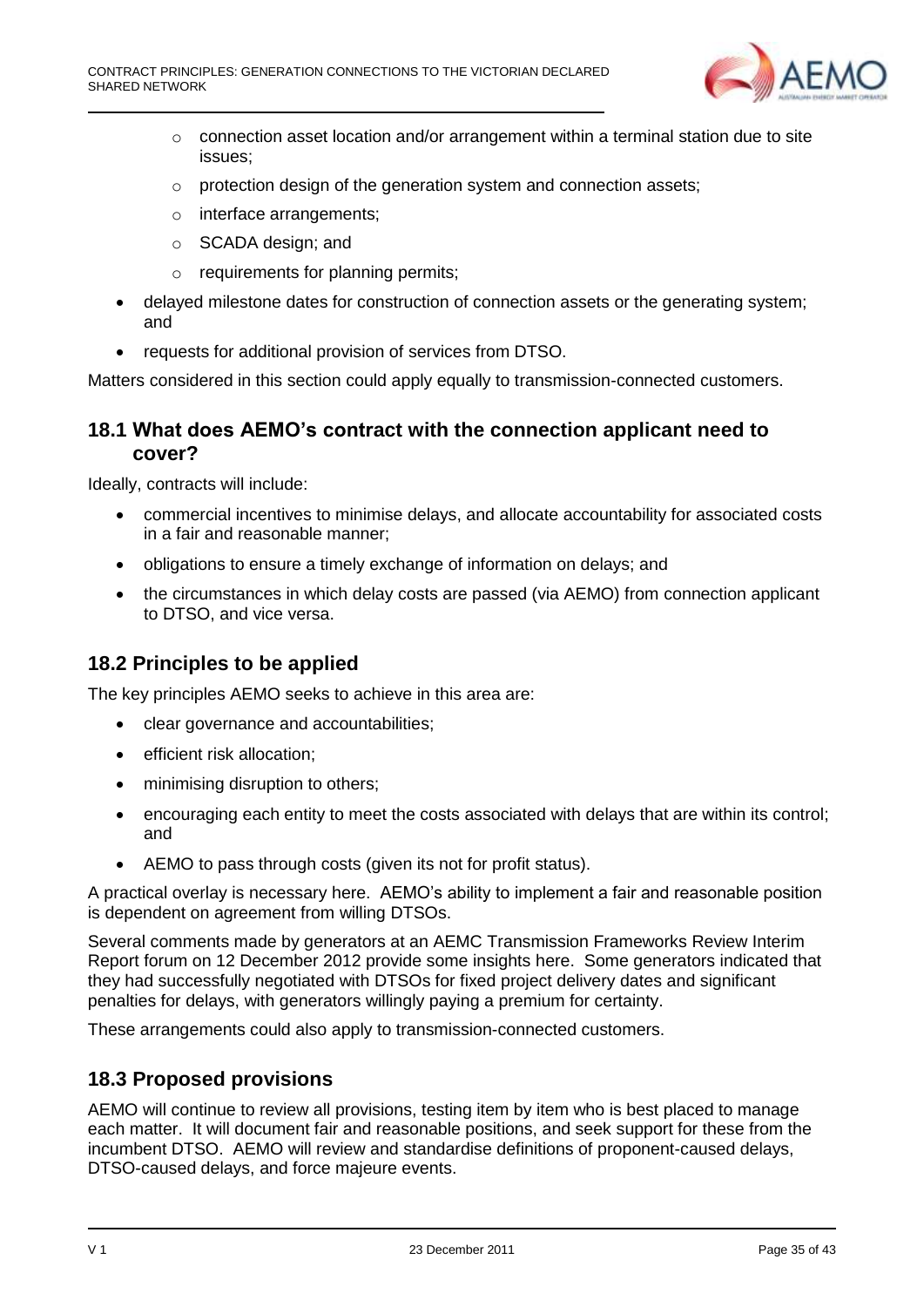- connection asset location and/or arrangement within a terminal station due to site issues;
  - protection design of the generation system and connection assets;
  - interface arrangements;
  - SCADA design; and
  - requirements for planning permits;
- delayed milestone dates for construction of connection assets or the generating system; and
- requests for additional provision of services from DTSO.

Matters considered in this section could apply equally to transmission-connected customers.

## 18.1 What does AEMO's contract with the connection applicant need to cover?

Ideally, contracts will include:

- commercial incentives to minimise delays, and allocate accountability for associated costs in a fair and reasonable manner;
- obligations to ensure a timely exchange of information on delays; and
- the circumstances in which delay costs are passed (via AEMO) from connection applicant to DTSO, and vice versa.

## 18.2 Principles to be applied

The key principles AEMO seeks to achieve in this area are:

- clear governance and accountabilities;
- efficient risk allocation;
- minimising disruption to others;
- encouraging each entity to meet the costs associated with delays that are within its control; and
- AEMO to pass through costs (given its not for profit status).

A practical overlay is necessary here. AEMO's ability to implement a fair and reasonable position is dependent on agreement from willing DTSOs.

Several comments made by generators at an AEMC Transmission Frameworks Review Interim Report forum on 12 December 2012 provide some insights here. Some generators indicated that they had successfully negotiated with DTSOs for fixed project delivery dates and significant penalties for delays, with generators willingly paying a premium for certainty.

These arrangements could also apply to transmission-connected customers.

## 18.3 Proposed provisions

AEMO will continue to review all provisions, testing item by item who is best placed to manage each matter. It will document fair and reasonable positions, and seek support for these from the incumbent DTSO. AEMO will review and standardise definitions of proponent-caused delays, DTSO-caused delays, and force majeure events.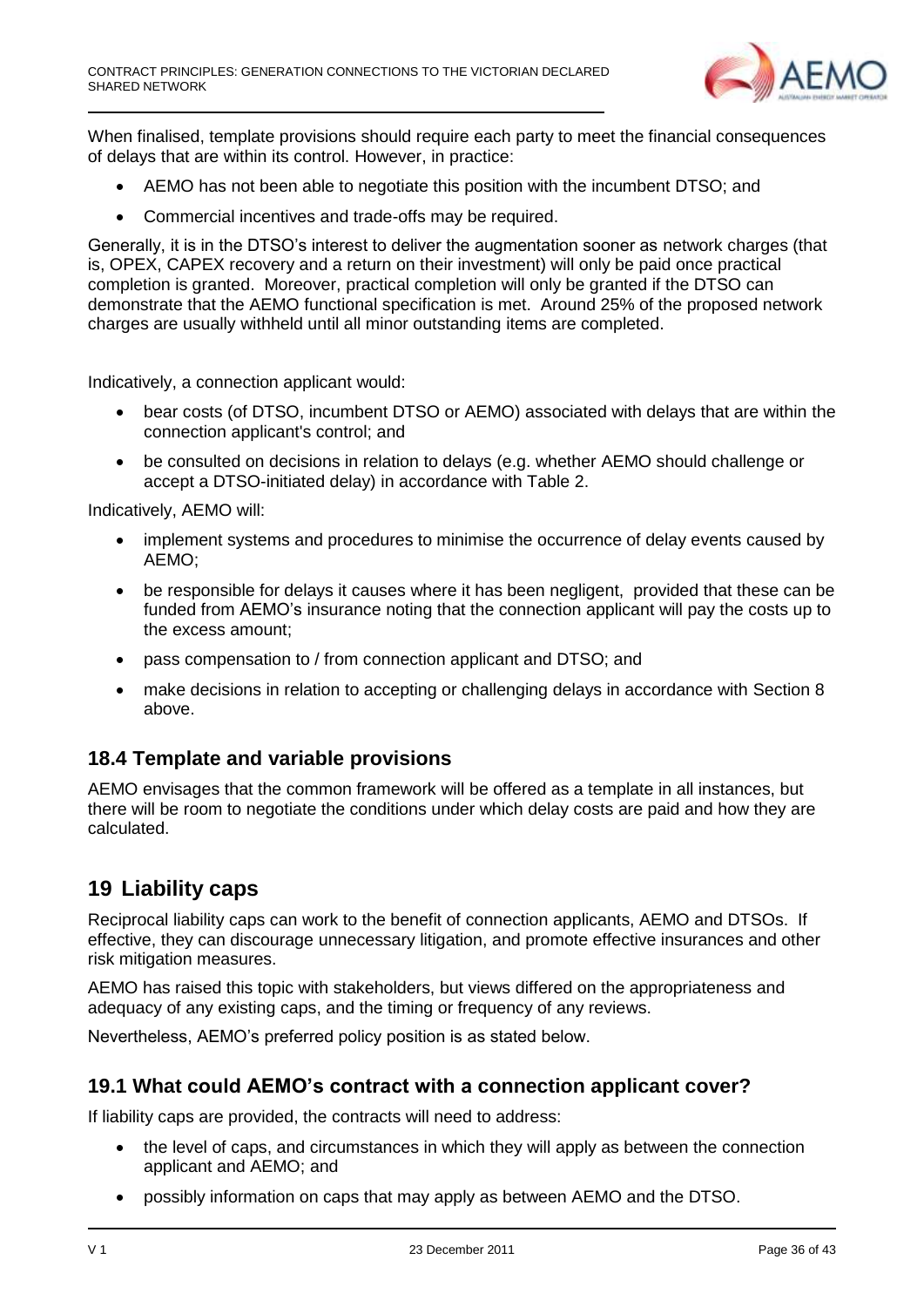When finalised, template provisions should require each party to meet the financial consequences of delays that are within its control. However, in practice:

- AEMO has not been able to negotiate this position with the incumbent DTSO; and
- Commercial incentives and trade-offs may be required.

Generally, it is in the DTSO's interest to deliver the augmentation sooner as network charges (that is, OPEX, CAPEX recovery and a return on their investment) will only be paid once practical completion is granted. Moreover, practical completion will only be granted if the DTSO can demonstrate that the AEMO functional specification is met. Around 25% of the proposed network charges are usually withheld until all minor outstanding items are completed.

Indicatively, a connection applicant would:

- bear costs (of DTSO, incumbent DTSO or AEMO) associated with delays that are within the connection applicant's control; and
- be consulted on decisions in relation to delays (e.g. whether AEMO should challenge or accept a DTSO-initiated delay) in accordance with Table 2.

Indicatively, AEMO will:

- implement systems and procedures to minimise the occurrence of delay events caused by AEMO;
- be responsible for delays it causes where it has been negligent, provided that these can be funded from AEMO's insurance noting that the connection applicant will pay the costs up to the excess amount;
- pass compensation to / from connection applicant and DTSO; and
- make decisions in relation to accepting or challenging delays in accordance with Section 8 above.

### 18.4 Template and variable provisions

AEMO envisages that the common framework will be offered as a template in all instances, but there will be room to negotiate the conditions under which delay costs are paid and how they are calculated.

## 19 Liability caps

Reciprocal liability caps can work to the benefit of connection applicants, AEMO and DTSOs. If effective, they can discourage unnecessary litigation, and promote effective insurances and other risk mitigation measures.

AEMO has raised this topic with stakeholders, but views differed on the appropriateness and adequacy of any existing caps, and the timing or frequency of any reviews.

Nevertheless, AEMO's preferred policy position is as stated below.

### 19.1 What could AEMO's contract with a connection applicant cover?

If liability caps are provided, the contracts will need to address:

- the level of caps, and circumstances in which they will apply as between the connection applicant and AEMO; and
- possibly information on caps that may apply as between AEMO and the DTSO.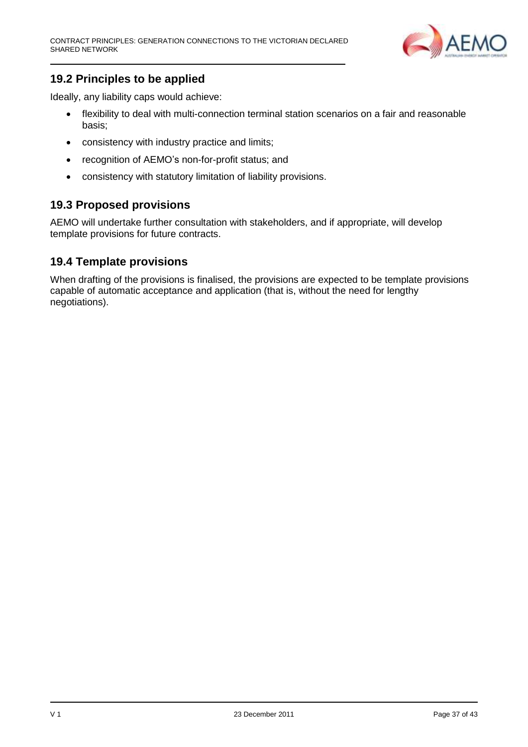## 19.2 Principles to be applied

Ideally, any liability caps would achieve:

- flexibility to deal with multi-connection terminal station scenarios on a fair and reasonable basis;
- consistency with industry practice and limits;
- recognition of AEMO's non-for-profit status; and
- consistency with statutory limitation of liability provisions.

## 19.3 Proposed provisions

AEMO will undertake further consultation with stakeholders, and if appropriate, will develop template provisions for future contracts.

## 19.4 Template provisions

When drafting of the provisions is finalised, the provisions are expected to be template provisions capable of automatic acceptance and application (that is, without the need for lengthy negotiations).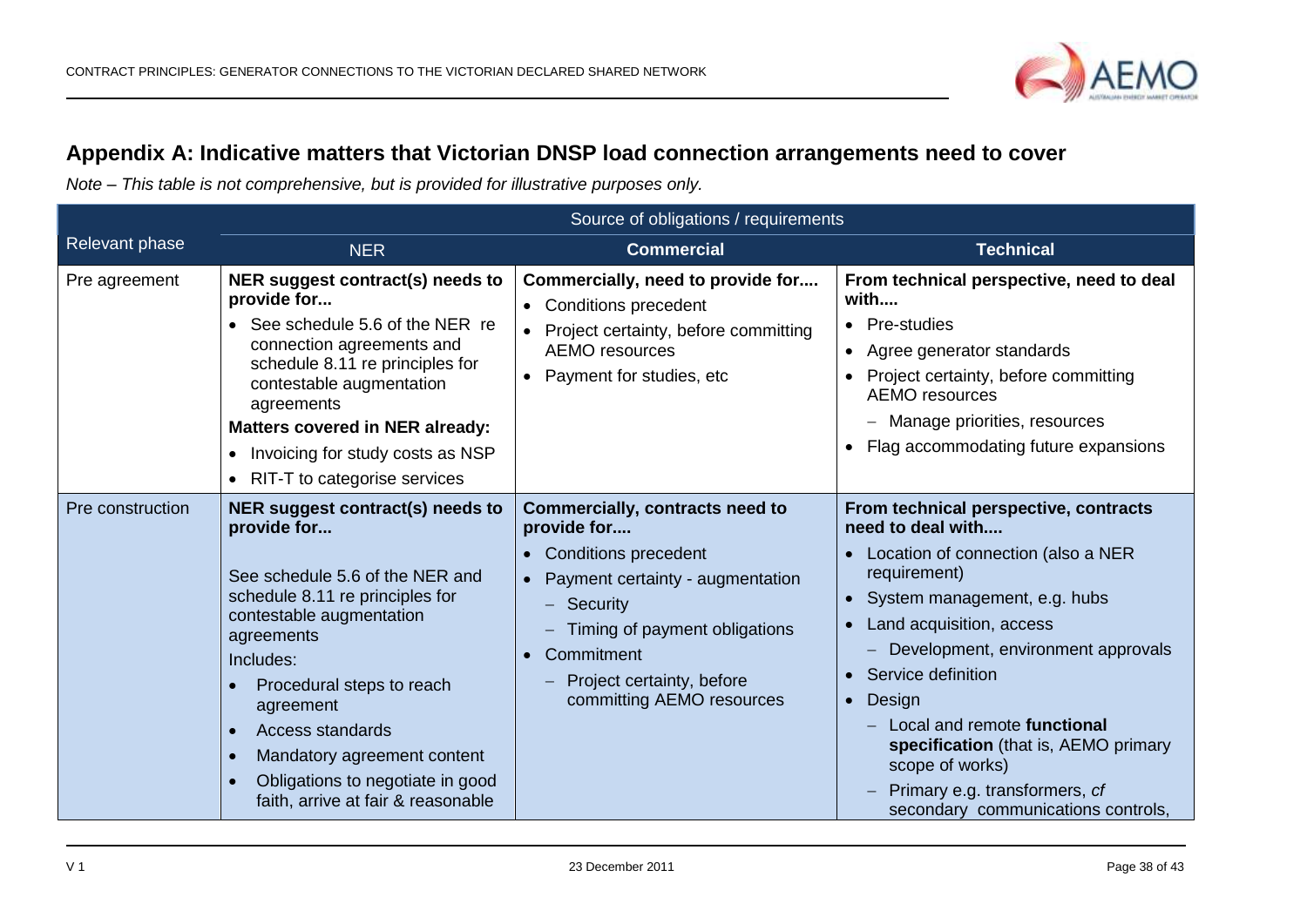## Appendix A: Indicative matters that Victorian DNSP load connection arrangements need to cover

*Note – This table is not comprehensive, but is provided for illustrative purposes only.*

| Relevant phase | Source of obligations / requirements | | |
|---|---|---|---|
| | **NER** | **Commercial** | **Technical** |
| Pre agreement | **NER suggest contract(s) needs to provide for...**<br>• See schedule 5.6 of the NER re connection agreements and schedule 8.11 re principles for contestable augmentation agreements<br>**Matters covered in NER already:**<br>• Invoicing for study costs as NSP<br>• RIT-T to categorise services | **Commercially, need to provide for....**<br>• Conditions precedent<br>• Project certainty, before committing AEMO resources<br>• Payment for studies, etc | **From technical perspective, need to deal with....**<br>• Pre-studies<br>• Agree generator standards<br>• Project certainty, before committing AEMO resources<br>&nbsp;&nbsp;– Manage priorities, resources<br>• Flag accommodating future expansions |
| Pre construction | **NER suggest contract(s) needs to provide for...**<br>See schedule 5.6 of the NER and schedule 8.11 re principles for contestable augmentation agreements<br>Includes:<br>• Procedural steps to reach agreement<br>• Access standards<br>• Mandatory agreement content<br>• Obligations to negotiate in good faith, arrive at fair & reasonable | **Commercially, contracts need to provide for....**<br>• Conditions precedent<br>• Payment certainty - augmentation<br>&nbsp;&nbsp;– Security<br>&nbsp;&nbsp;– Timing of payment obligations<br>• Commitment<br>&nbsp;&nbsp;– Project certainty, before committing AEMO resources | **From technical perspective, contracts need to deal with....**<br>• Location of connection (also a NER requirement)<br>• System management, e.g. hubs<br>• Land acquisition, access<br>&nbsp;&nbsp;– Development, environment approvals<br>• Service definition<br>• Design<br>&nbsp;&nbsp;– Local and remote **functional specification** (that is, AEMO primary scope of works)<br>&nbsp;&nbsp;– Primary e.g. transformers, *cf* secondary communications controls, |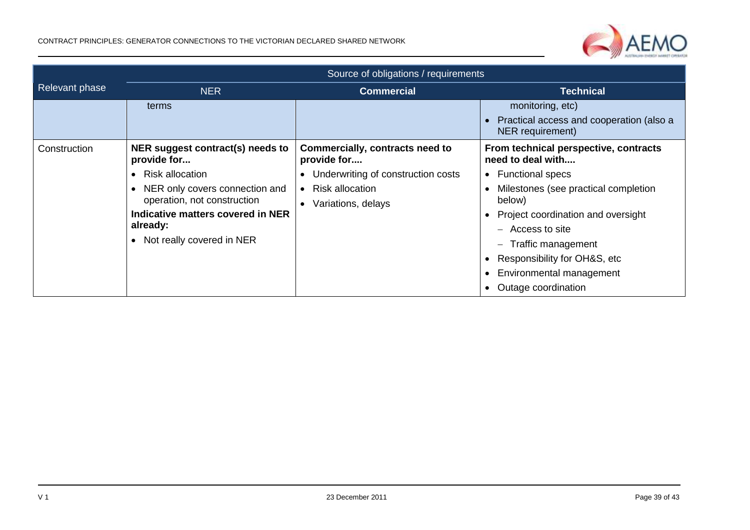| Relevant phase | Source of obligations / requirements | | |
|---|---|---|---|
| | NER | Commercial | Technical |
| | terms | | monitoring, etc)<br>• Practical access and cooperation (also a NER requirement) |
| Construction | **NER suggest contract(s) needs to provide for...**<br>• Risk allocation<br>• NER only covers connection and operation, not construction<br>**Indicative matters covered in NER already:**<br>• Not really covered in NER | **Commercially, contracts need to provide for....**<br>• Underwriting of construction costs<br>• Risk allocation<br>• Variations, delays | **From technical perspective, contracts need to deal with....**<br>• Functional specs<br>• Milestones (see practical completion below)<br>• Project coordination and oversight<br>  – Access to site<br>  – Traffic management<br>• Responsibility for OH&S, etc<br>• Environmental management<br>• Outage coordination |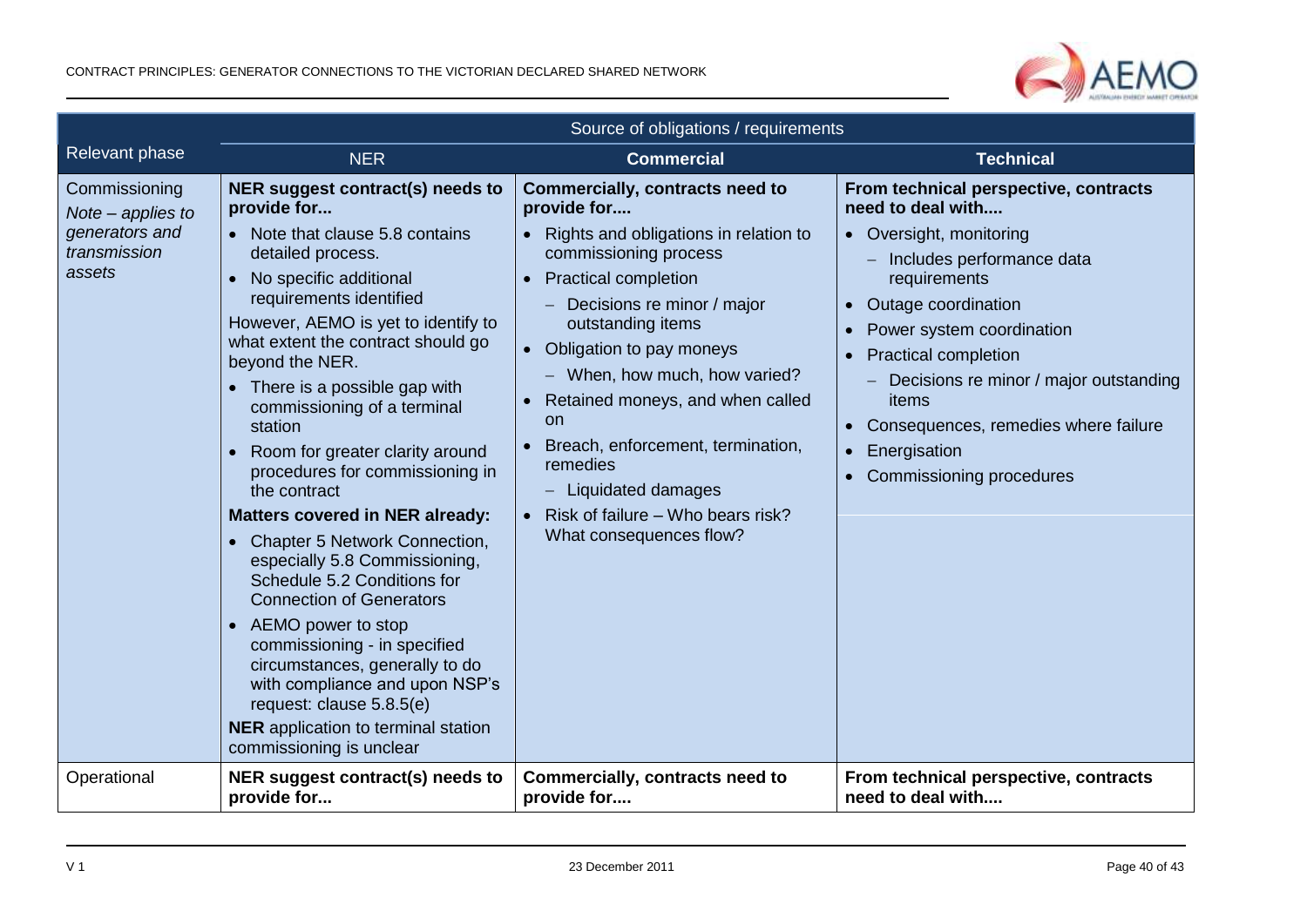| Relevant phase | Source of obligations / requirements | | |
|---|---|---|---|
| | **NER** | **Commercial** | **Technical** |
| Commissioning<br>*Note – applies to generators and transmission assets* | **NER suggest contract(s) needs to provide for...**<br>• Note that clause 5.8 contains detailed process.<br>• No specific additional requirements identified<br>However, AEMO is yet to identify to what extent the contract should go beyond the NER.<br>• There is a possible gap with commissioning of a terminal station<br>• Room for greater clarity around procedures for commissioning in the contract<br>**Matters covered in NER already:**<br>• Chapter 5 Network Connection, especially 5.8 Commissioning, Schedule 5.2 Conditions for Connection of Generators<br>• AEMO power to stop commissioning - in specified circumstances, generally to do with compliance and upon NSP's request: clause 5.8.5(e)<br>**NER** application to terminal station commissioning is unclear | **Commercially, contracts need to provide for....**<br>• Rights and obligations in relation to commissioning process<br>• Practical completion<br>  – Decisions re minor / major outstanding items<br>• Obligation to pay moneys<br>  – When, how much, how varied?<br>• Retained moneys, and when called on<br>• Breach, enforcement, termination, remedies<br>  – Liquidated damages<br>• Risk of failure – Who bears risk? What consequences flow? | **From technical perspective, contracts need to deal with....**<br>• Oversight, monitoring<br>  – Includes performance data requirements<br>• Outage coordination<br>• Power system coordination<br>• Practical completion<br>  – Decisions re minor / major outstanding items<br>• Consequences, remedies where failure<br>• Energisation<br>• Commissioning procedures |
| Operational | **NER suggest contract(s) needs to provide for...** | **Commercially, contracts need to provide for....** | **From technical perspective, contracts need to deal with....** |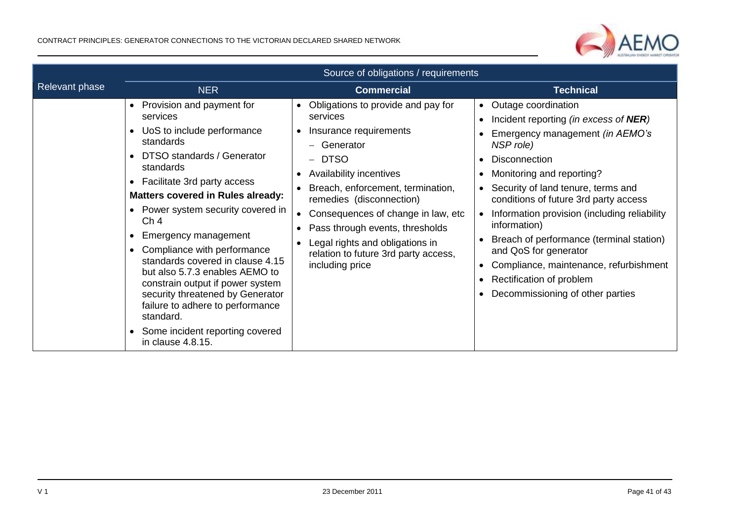| Relevant phase | Source of obligations / requirements | | |
|---|---|---|---|
| | **NER** | **Commercial** | **Technical** |
| | • Provision and payment for services<br>• UoS to include performance standards<br>• DTSO standards / Generator standards<br>• Facilitate 3rd party access<br>**Matters covered in Rules already:**<br>• Power system security covered in Ch 4<br>• Emergency management<br>• Compliance with performance standards covered in clause 4.15 but also 5.7.3 enables AEMO to constrain output if power system security threatened by Generator failure to adhere to performance standard.<br>• Some incident reporting covered in clause 4.8.15. | • Obligations to provide and pay for services<br>• Insurance requirements<br>  – Generator<br>  – DTSO<br>• Availability incentives<br>• Breach, enforcement, termination, remedies (disconnection)<br>• Consequences of change in law, etc<br>• Pass through events, thresholds<br>• Legal rights and obligations in relation to future 3rd party access, including price | • Outage coordination<br>• Incident reporting *(in excess of* ***NER****)*<br>• Emergency management *(in AEMO's NSP role)*<br>• Disconnection<br>• Monitoring and reporting?<br>• Security of land tenure, terms and conditions of future 3rd party access<br>• Information provision (including reliability information)<br>• Breach of performance (terminal station) and QoS for generator<br>• Compliance, maintenance, refurbishment<br>• Rectification of problem<br>• Decommissioning of other parties |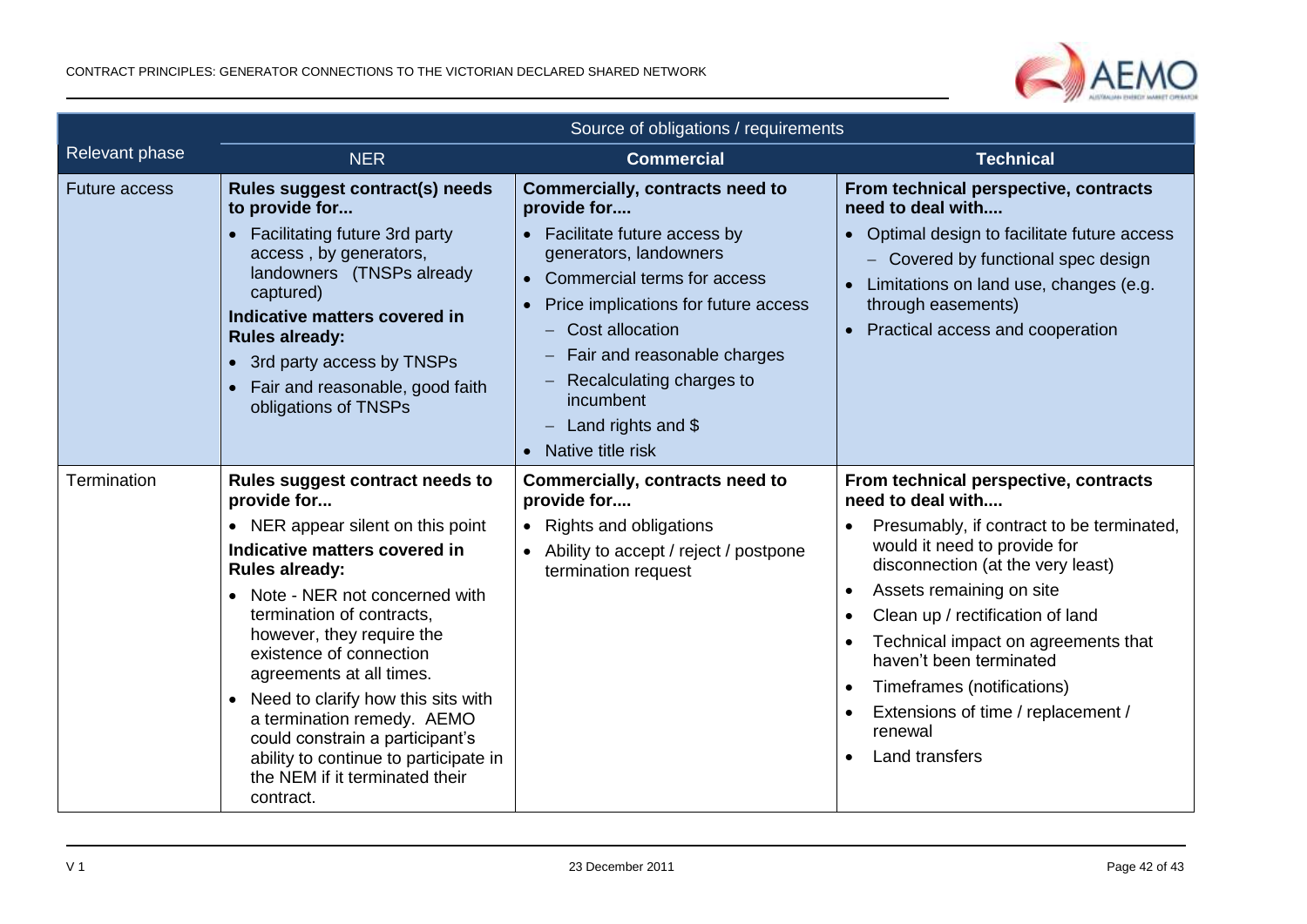| Relevant phase | Source of obligations / requirements | | |
|---|---|---|---|
| | **NER** | **Commercial** | **Technical** |
| Future access | **Rules suggest contract(s) needs to provide for...**<br>• Facilitating future 3rd party access , by generators, landowners (TNSPs already captured)<br>**Indicative matters covered in Rules already:**<br>• 3rd party access by TNSPs<br>• Fair and reasonable, good faith obligations of TNSPs | **Commercially, contracts need to provide for....**<br>• Facilitate future access by generators, landowners<br>• Commercial terms for access<br>• Price implications for future access<br>– Cost allocation<br>– Fair and reasonable charges<br>– Recalculating charges to incumbent<br>– Land rights and $<br>• Native title risk | **From technical perspective, contracts need to deal with....**<br>• Optimal design to facilitate future access<br>– Covered by functional spec design<br>• Limitations on land use, changes (e.g. through easements)<br>• Practical access and cooperation |
| Termination | **Rules suggest contract needs to provide for...**<br>• NER appear silent on this point<br>**Indicative matters covered in Rules already:**<br>• Note - NER not concerned with termination of contracts, however, they require the existence of connection agreements at all times.<br>• Need to clarify how this sits with a termination remedy. AEMO could constrain a participant's ability to continue to participate in the NEM if it terminated their contract. | **Commercially, contracts need to provide for....**<br>• Rights and obligations<br>• Ability to accept / reject / postpone termination request | **From technical perspective, contracts need to deal with....**<br>• Presumably, if contract to be terminated, would it need to provide for disconnection (at the very least)<br>• Assets remaining on site<br>• Clean up / rectification of land<br>• Technical impact on agreements that haven't been terminated<br>• Timeframes (notifications)<br>• Extensions of time / replacement / renewal<br>• Land transfers |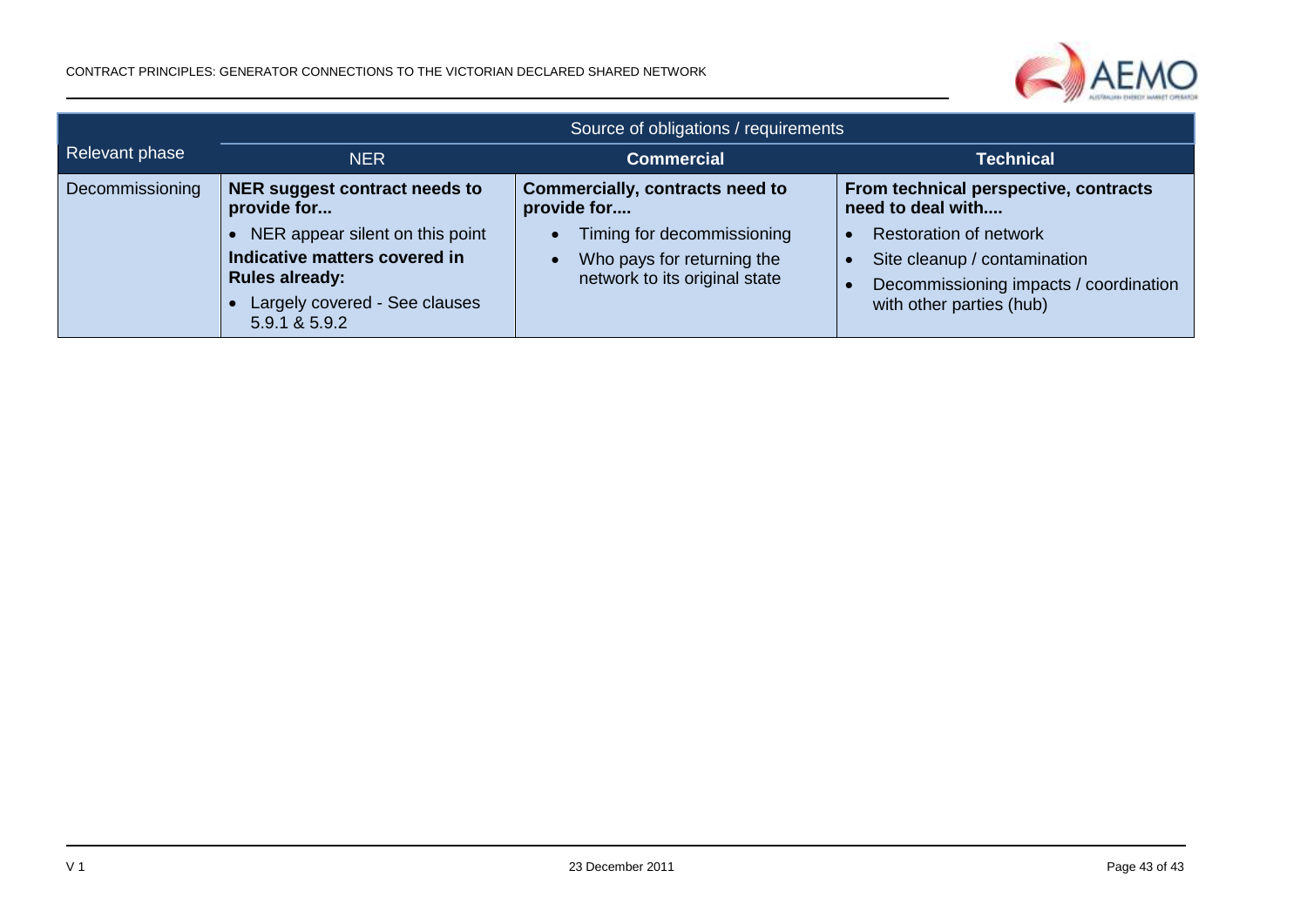| Relevant phase | Source of obligations / requirements | | |
|---|---|---|---|
| | **NER** | **Commercial** | **Technical** |
| Decommissioning | **NER suggest contract needs to provide for...**<br>• NER appear silent on this point<br>**Indicative matters covered in Rules already:**<br>• Largely covered - See clauses 5.9.1 & 5.9.2 | **Commercially, contracts need to provide for....**<br>• Timing for decommissioning<br>• Who pays for returning the network to its original state | **From technical perspective, contracts need to deal with....**<br>• Restoration of network<br>• Site cleanup / contamination<br>• Decommissioning impacts / coordination with other parties (hub) |